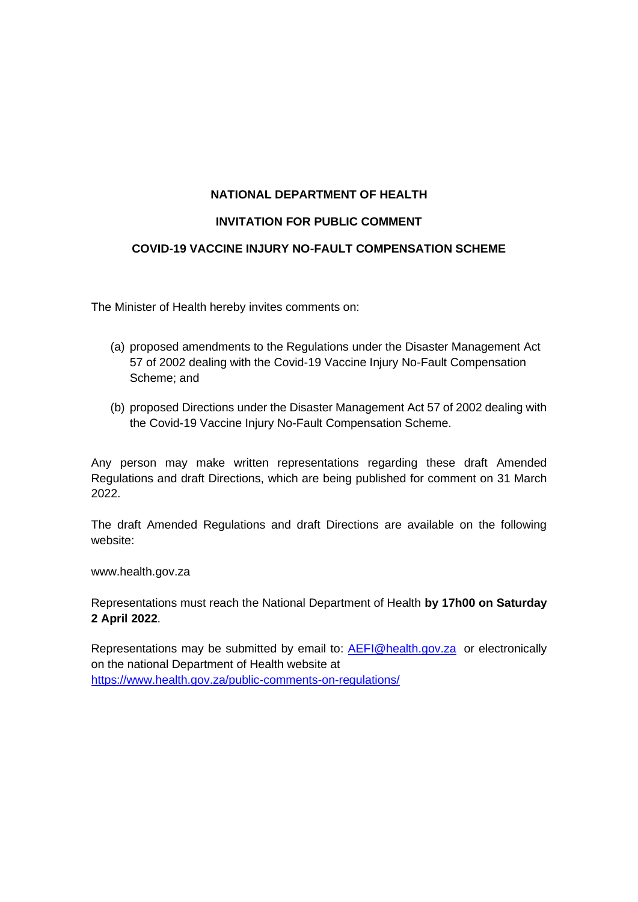**NATIONAL DEPARTMENT OF HEALTH**

**INVITATION FOR PUBLIC COMMENT**

**COVID-19 VACCINE INJURY NO-FAULT COMPENSATION SCHEME**

The Minister of Health hereby invites comments on:

(a) proposed amendments to the Regulations under the Disaster Management Act 57 of 2002 dealing with the Covid-19 Vaccine Injury No-Fault Compensation Scheme; and

(b) proposed Directions under the Disaster Management Act 57 of 2002 dealing with the Covid-19 Vaccine Injury No-Fault Compensation Scheme.

Any person may make written representations regarding these draft Amended Regulations and draft Directions, which are being published for comment on 31 March 2022.

The draft Amended Regulations and draft Directions are available on the following website:

www.health.gov.za

Representations must reach the National Department of Health **by 17h00 on Saturday 2 April 2022**.

Representations may be submitted by email to: [AEFI@health.gov.za](mailto:AEFI@health.gov.za) or electronically on the national Department of Health website at [https://www.health.gov.za/public-comments-on-regulations/](https://www.health.gov.za/public-comments-on-regulations/)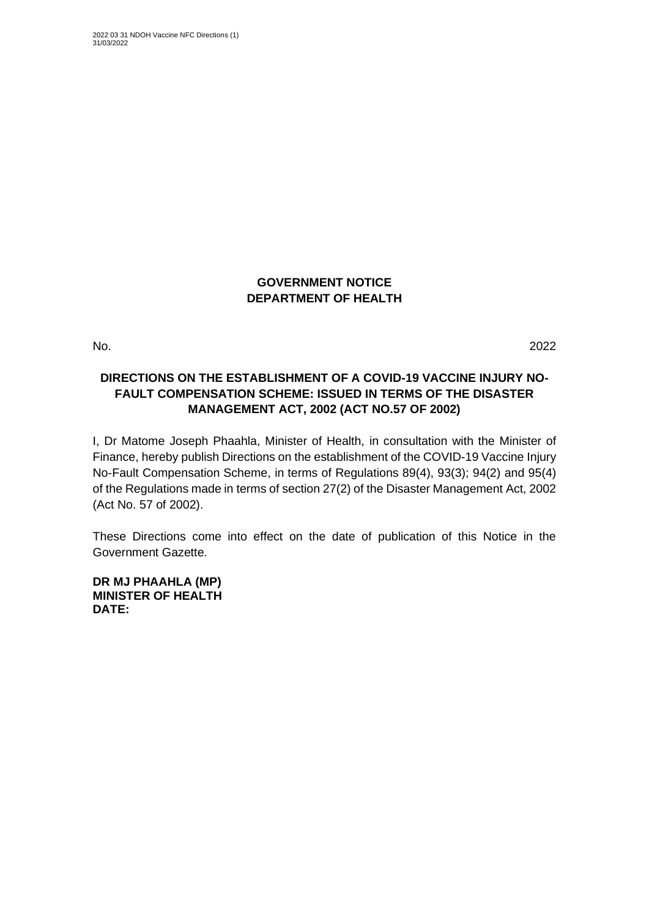**GOVERNMENT NOTICE**
**DEPARTMENT OF HEALTH**

No. 2022

**DIRECTIONS ON THE ESTABLISHMENT OF A COVID-19 VACCINE INJURY NO-FAULT COMPENSATION SCHEME: ISSUED IN TERMS OF THE DISASTER MANAGEMENT ACT, 2002 (ACT NO.57 OF 2002)**

I, Dr Matome Joseph Phaahla, Minister of Health, in consultation with the Minister of Finance, hereby publish Directions on the establishment of the COVID-19 Vaccine Injury No-Fault Compensation Scheme, in terms of Regulations 89(4), 93(3); 94(2) and 95(4) of the Regulations made in terms of section 27(2) of the Disaster Management Act, 2002 (Act No. 57 of 2002).

These Directions come into effect on the date of publication of this Notice in the Government Gazette.

**DR MJ PHAAHLA (MP)**
**MINISTER OF HEALTH**
**DATE:**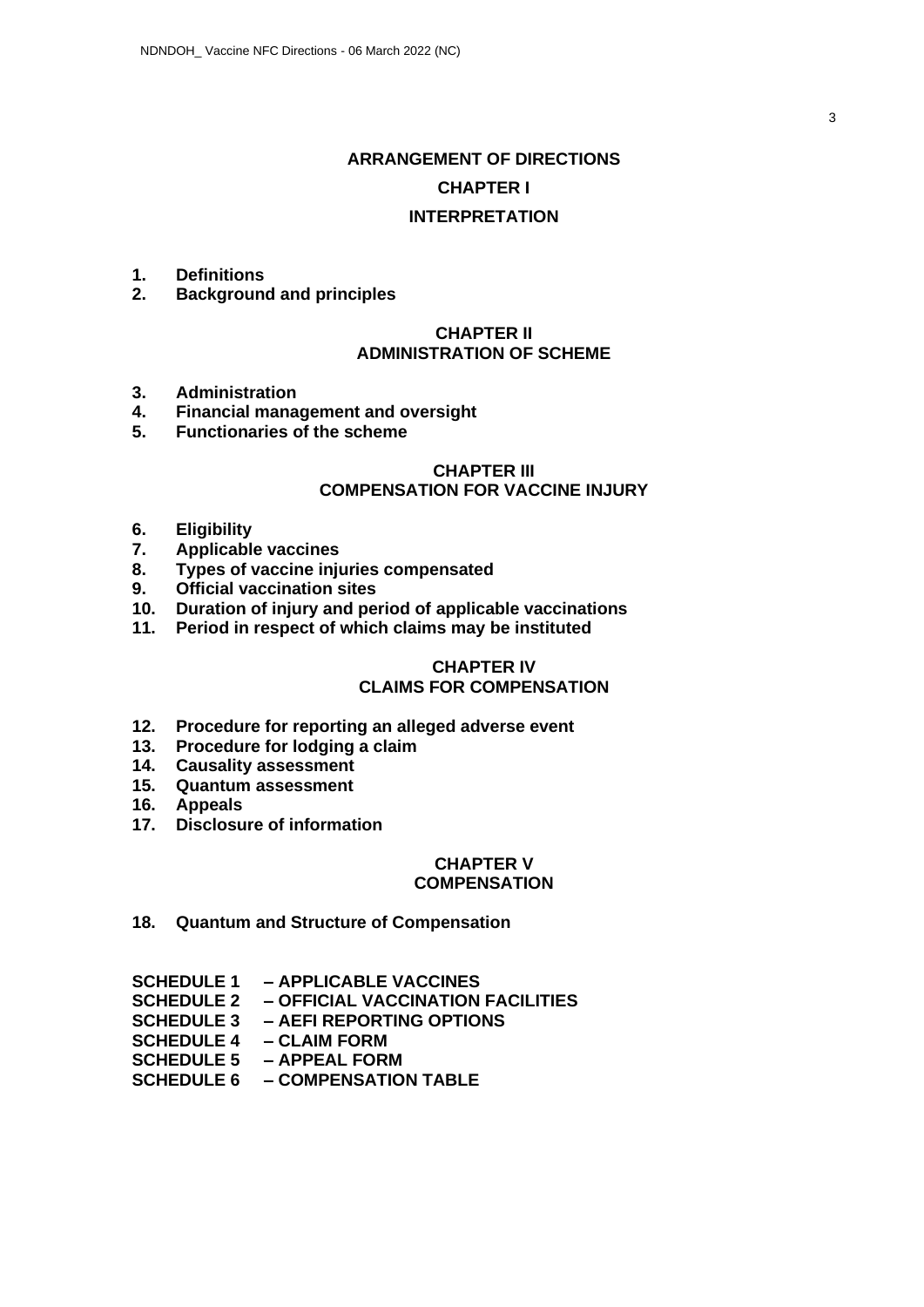# ARRANGEMENT OF DIRECTIONS

## CHAPTER I

## INTERPRETATION

1. **Definitions**
2. **Background and principles**

## CHAPTER II
## ADMINISTRATION OF SCHEME

3. **Administration**
4. **Financial management and oversight**
5. **Functionaries of the scheme**

## CHAPTER III
## COMPENSATION FOR VACCINE INJURY

6. **Eligibility**
7. **Applicable vaccines**
8. **Types of vaccine injuries compensated**
9. **Official vaccination sites**
10. **Duration of injury and period of applicable vaccinations**
11. **Period in respect of which claims may be instituted**

## CHAPTER IV
## CLAIMS FOR COMPENSATION

12. **Procedure for reporting an alleged adverse event**
13. **Procedure for lodging a claim**
14. **Causality assessment**
15. **Quantum assessment**
16. **Appeals**
17. **Disclosure of information**

## CHAPTER V
## COMPENSATION

18. **Quantum and Structure of Compensation**

**SCHEDULE 1 – APPLICABLE VACCINES**
**SCHEDULE 2 – OFFICIAL VACCINATION FACILITIES**
**SCHEDULE 3 – AEFI REPORTING OPTIONS**
**SCHEDULE 4 – CLAIM FORM**
**SCHEDULE 5 – APPEAL FORM**
**SCHEDULE 6 – COMPENSATION TABLE**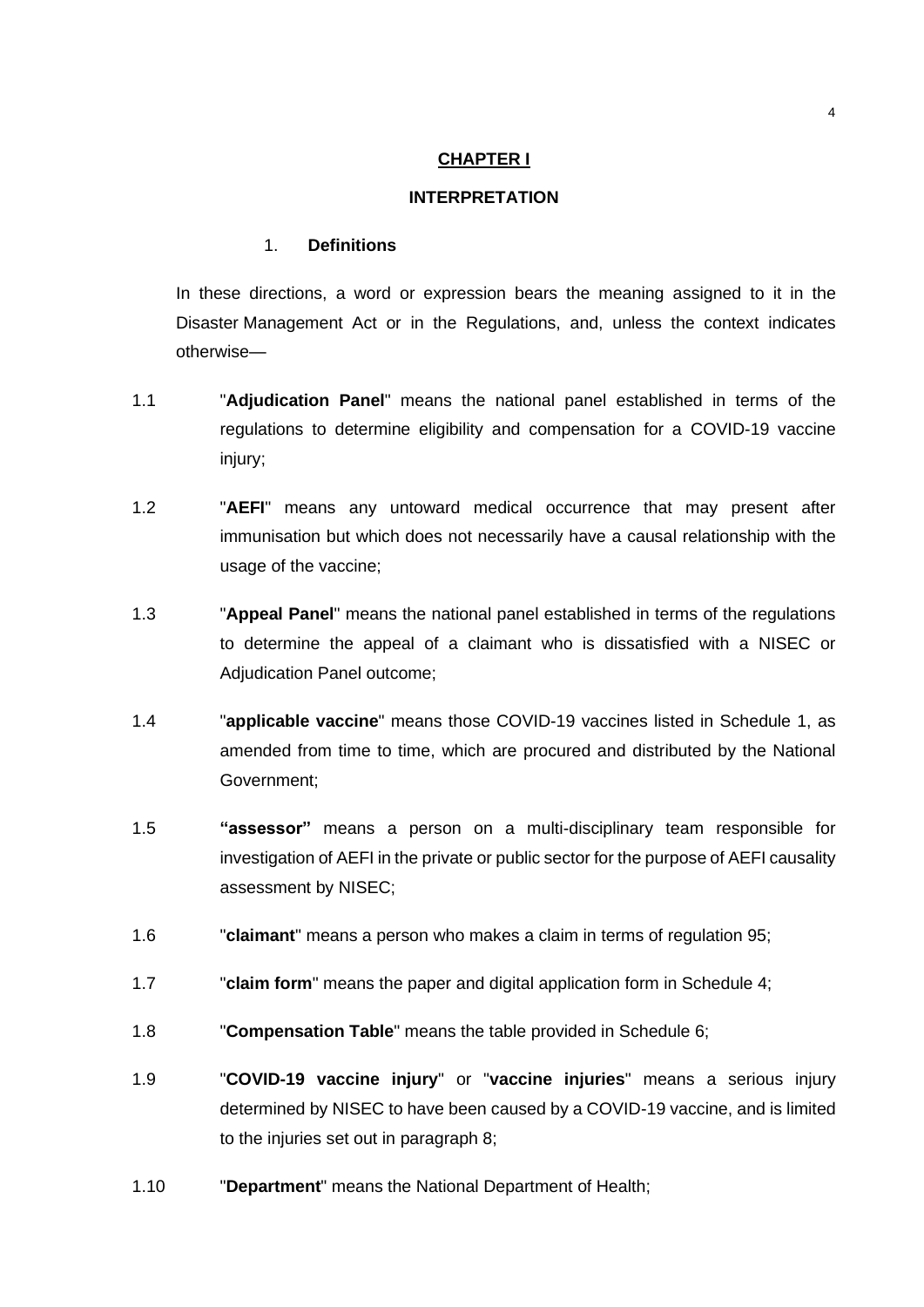## CHAPTER I

## INTERPRETATION

### 1. Definitions

In these directions, a word or expression bears the meaning assigned to it in the Disaster Management Act or in the Regulations, and, unless the context indicates otherwise—

1.1 "**Adjudication Panel**" means the national panel established in terms of the regulations to determine eligibility and compensation for a COVID-19 vaccine injury;

1.2 "**AEFI**" means any untoward medical occurrence that may present after immunisation but which does not necessarily have a causal relationship with the usage of the vaccine;

1.3 "**Appeal Panel**" means the national panel established in terms of the regulations to determine the appeal of a claimant who is dissatisfied with a NISEC or Adjudication Panel outcome;

1.4 "**applicable vaccine**" means those COVID-19 vaccines listed in Schedule 1, as amended from time to time, which are procured and distributed by the National Government;

1.5 **"assessor"** means a person on a multi-disciplinary team responsible for investigation of AEFI in the private or public sector for the purpose of AEFI causality assessment by NISEC;

1.6 "**claimant**" means a person who makes a claim in terms of regulation 95;

1.7 "**claim form**" means the paper and digital application form in Schedule 4;

1.8 "**Compensation Table**" means the table provided in Schedule 6;

1.9 "**COVID-19 vaccine injury**" or "**vaccine injuries**" means a serious injury determined by NISEC to have been caused by a COVID-19 vaccine, and is limited to the injuries set out in paragraph 8;

1.10 "**Department**" means the National Department of Health;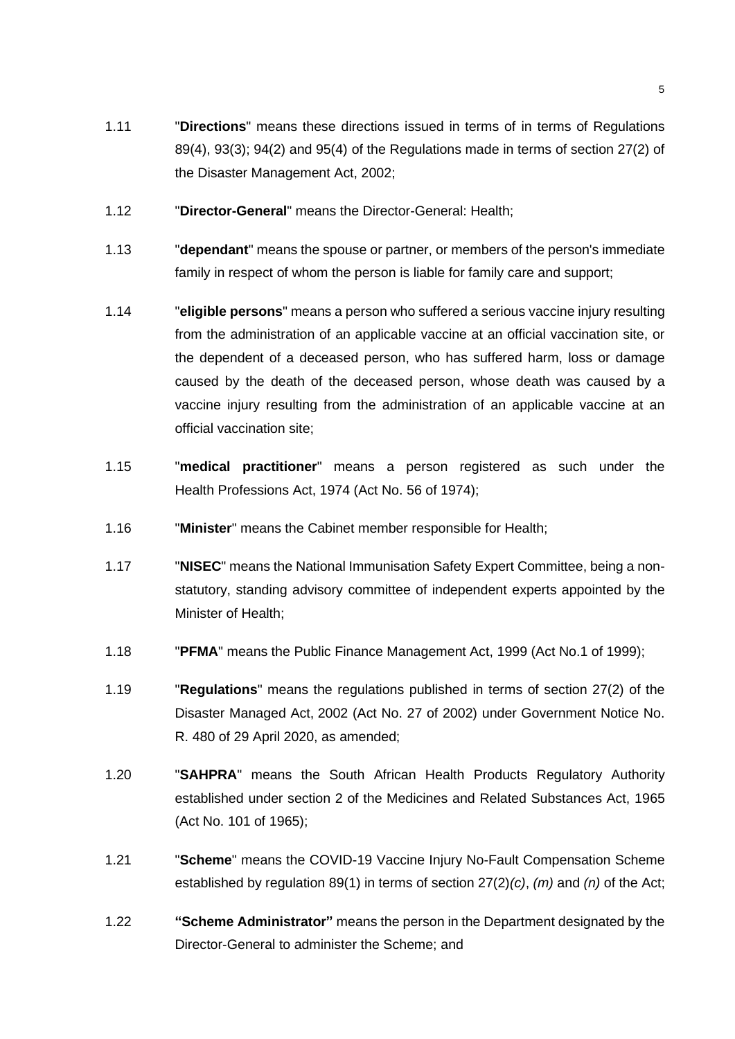1.11 "**Directions**" means these directions issued in terms of in terms of Regulations 89(4), 93(3); 94(2) and 95(4) of the Regulations made in terms of section 27(2) of the Disaster Management Act, 2002;

1.12 "**Director-General**" means the Director-General: Health;

1.13 "**dependant**" means the spouse or partner, or members of the person's immediate family in respect of whom the person is liable for family care and support;

1.14 "**eligible persons**" means a person who suffered a serious vaccine injury resulting from the administration of an applicable vaccine at an official vaccination site, or the dependent of a deceased person, who has suffered harm, loss or damage caused by the death of the deceased person, whose death was caused by a vaccine injury resulting from the administration of an applicable vaccine at an official vaccination site;

1.15 "**medical practitioner**" means a person registered as such under the Health Professions Act, 1974 (Act No. 56 of 1974);

1.16 "**Minister**" means the Cabinet member responsible for Health;

1.17 "**NISEC**" means the National Immunisation Safety Expert Committee, being a non-statutory, standing advisory committee of independent experts appointed by the Minister of Health;

1.18 "**PFMA**" means the Public Finance Management Act, 1999 (Act No.1 of 1999);

1.19 "**Regulations**" means the regulations published in terms of section 27(2) of the Disaster Managed Act, 2002 (Act No. 27 of 2002) under Government Notice No. R. 480 of 29 April 2020, as amended;

1.20 "**SAHPRA**" means the South African Health Products Regulatory Authority established under section 2 of the Medicines and Related Substances Act, 1965 (Act No. 101 of 1965);

1.21 "**Scheme**" means the COVID-19 Vaccine Injury No-Fault Compensation Scheme established by regulation 89(1) in terms of section 27(2)*(c)*, *(m)* and *(n)* of the Act;

1.22 **"Scheme Administrator"** means the person in the Department designated by the Director-General to administer the Scheme; and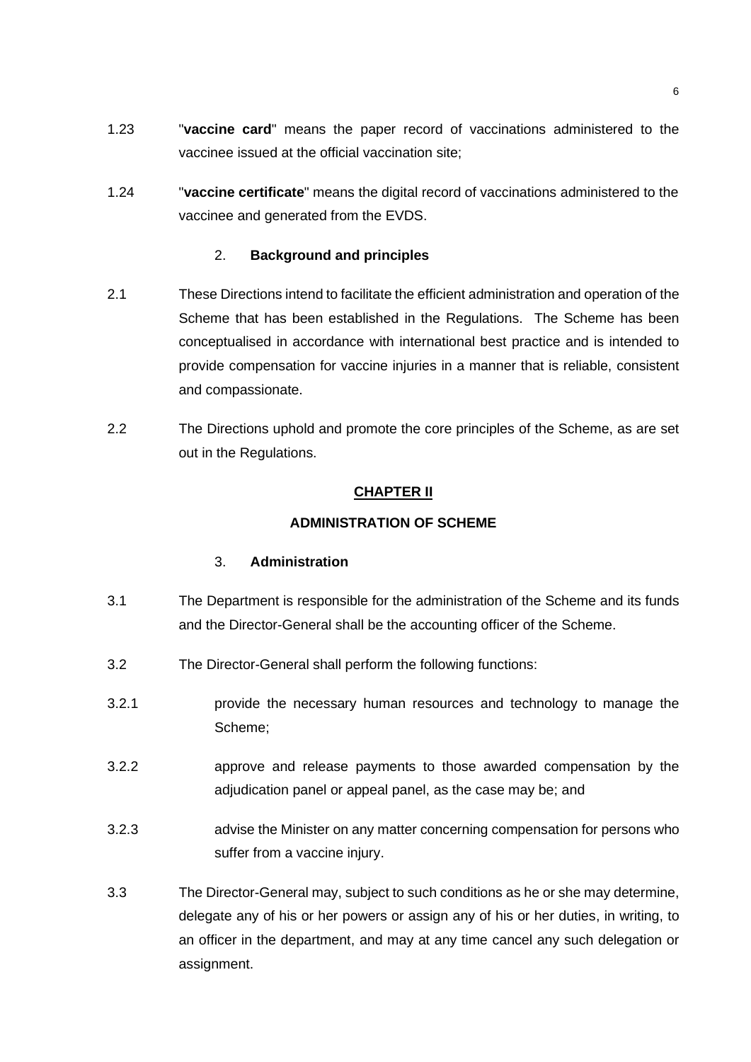1.23 "**vaccine card**" means the paper record of vaccinations administered to the vaccinee issued at the official vaccination site;

1.24 "**vaccine certificate**" means the digital record of vaccinations administered to the vaccinee and generated from the EVDS.

### 2. Background and principles

2.1 These Directions intend to facilitate the efficient administration and operation of the Scheme that has been established in the Regulations. The Scheme has been conceptualised in accordance with international best practice and is intended to provide compensation for vaccine injuries in a manner that is reliable, consistent and compassionate.

2.2 The Directions uphold and promote the core principles of the Scheme, as are set out in the Regulations.

## CHAPTER II

## ADMINISTRATION OF SCHEME

### 3. Administration

3.1 The Department is responsible for the administration of the Scheme and its funds and the Director-General shall be the accounting officer of the Scheme.

3.2 The Director-General shall perform the following functions:

3.2.1 provide the necessary human resources and technology to manage the Scheme;

3.2.2 approve and release payments to those awarded compensation by the adjudication panel or appeal panel, as the case may be; and

3.2.3 advise the Minister on any matter concerning compensation for persons who suffer from a vaccine injury.

3.3 The Director-General may, subject to such conditions as he or she may determine, delegate any of his or her powers or assign any of his or her duties, in writing, to an officer in the department, and may at any time cancel any such delegation or assignment.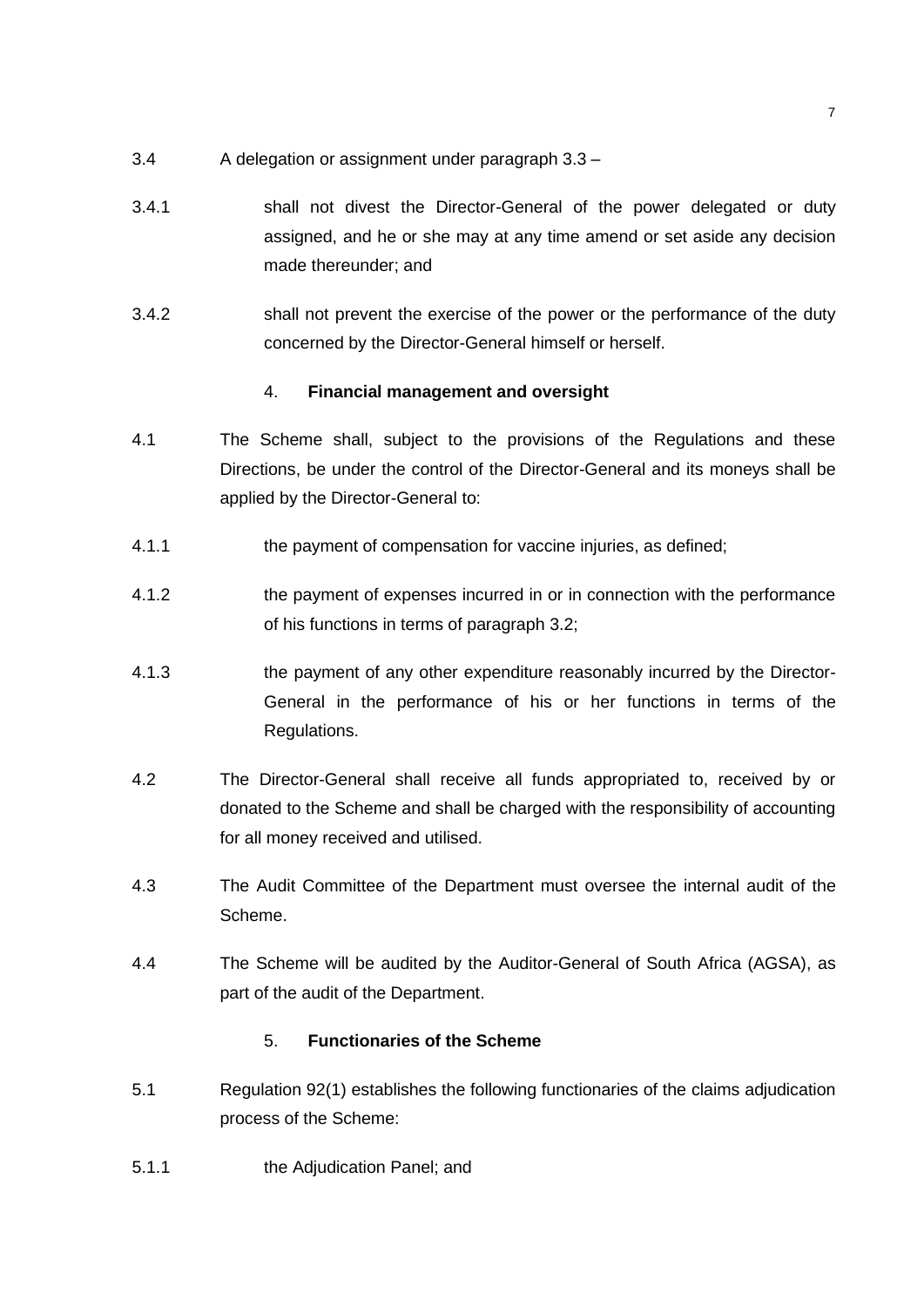3.4 A delegation or assignment under paragraph 3.3 –

3.4.1 shall not divest the Director-General of the power delegated or duty assigned, and he or she may at any time amend or set aside any decision made thereunder; and

3.4.2 shall not prevent the exercise of the power or the performance of the duty concerned by the Director-General himself or herself.

## 4. **Financial management and oversight**

4.1 The Scheme shall, subject to the provisions of the Regulations and these Directions, be under the control of the Director-General and its moneys shall be applied by the Director-General to:

4.1.1 the payment of compensation for vaccine injuries, as defined;

4.1.2 the payment of expenses incurred in or in connection with the performance of his functions in terms of paragraph 3.2;

4.1.3 the payment of any other expenditure reasonably incurred by the Director-General in the performance of his or her functions in terms of the Regulations.

4.2 The Director-General shall receive all funds appropriated to, received by or donated to the Scheme and shall be charged with the responsibility of accounting for all money received and utilised.

4.3 The Audit Committee of the Department must oversee the internal audit of the Scheme.

4.4 The Scheme will be audited by the Auditor-General of South Africa (AGSA), as part of the audit of the Department.

## 5. **Functionaries of the Scheme**

5.1 Regulation 92(1) establishes the following functionaries of the claims adjudication process of the Scheme:

5.1.1 the Adjudication Panel; and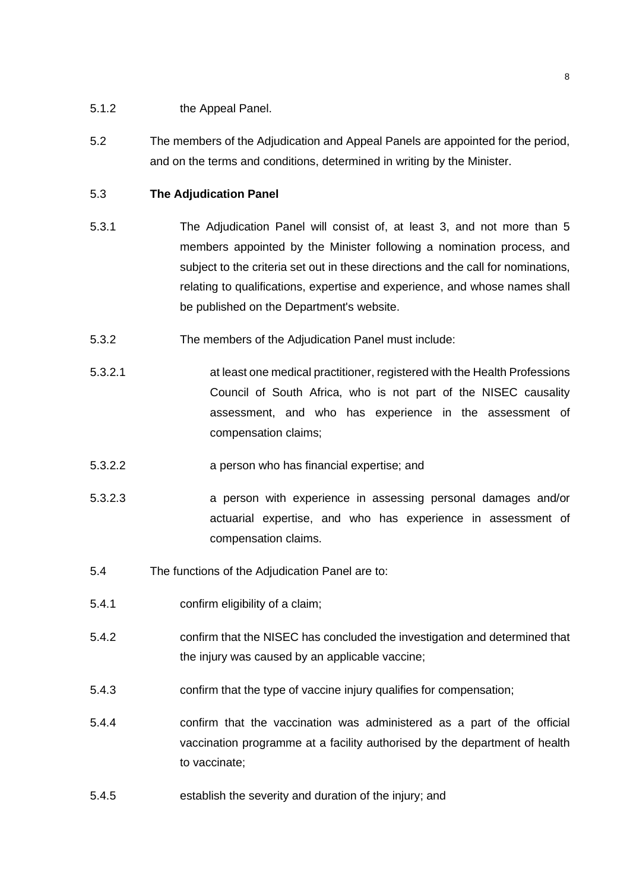5.1.2 the Appeal Panel.

5.2 The members of the Adjudication and Appeal Panels are appointed for the period, and on the terms and conditions, determined in writing by the Minister.

5.3 **The Adjudication Panel**

5.3.1 The Adjudication Panel will consist of, at least 3, and not more than 5 members appointed by the Minister following a nomination process, and subject to the criteria set out in these directions and the call for nominations, relating to qualifications, expertise and experience, and whose names shall be published on the Department's website.

5.3.2 The members of the Adjudication Panel must include:

5.3.2.1 at least one medical practitioner, registered with the Health Professions Council of South Africa, who is not part of the NISEC causality assessment, and who has experience in the assessment of compensation claims;

5.3.2.2 a person who has financial expertise; and

5.3.2.3 a person with experience in assessing personal damages and/or actuarial expertise, and who has experience in assessment of compensation claims.

5.4 The functions of the Adjudication Panel are to:

5.4.1 confirm eligibility of a claim;

5.4.2 confirm that the NISEC has concluded the investigation and determined that the injury was caused by an applicable vaccine;

5.4.3 confirm that the type of vaccine injury qualifies for compensation;

5.4.4 confirm that the vaccination was administered as a part of the official vaccination programme at a facility authorised by the department of health to vaccinate;

5.4.5 establish the severity and duration of the injury; and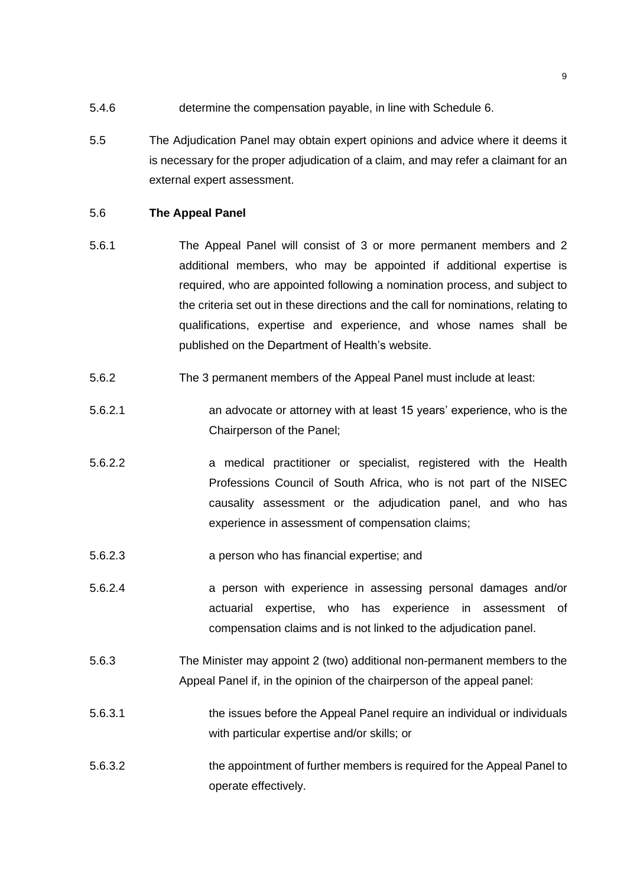5.4.6 determine the compensation payable, in line with Schedule 6.

5.5 The Adjudication Panel may obtain expert opinions and advice where it deems it is necessary for the proper adjudication of a claim, and may refer a claimant for an external expert assessment.

5.6 **The Appeal Panel**

5.6.1 The Appeal Panel will consist of 3 or more permanent members and 2 additional members, who may be appointed if additional expertise is required, who are appointed following a nomination process, and subject to the criteria set out in these directions and the call for nominations, relating to qualifications, expertise and experience, and whose names shall be published on the Department of Health's website.

5.6.2 The 3 permanent members of the Appeal Panel must include at least:

5.6.2.1 an advocate or attorney with at least 15 years' experience, who is the Chairperson of the Panel;

5.6.2.2 a medical practitioner or specialist, registered with the Health Professions Council of South Africa, who is not part of the NISEC causality assessment or the adjudication panel, and who has experience in assessment of compensation claims;

5.6.2.3 a person who has financial expertise; and

5.6.2.4 a person with experience in assessing personal damages and/or actuarial expertise, who has experience in assessment of compensation claims and is not linked to the adjudication panel.

5.6.3 The Minister may appoint 2 (two) additional non-permanent members to the Appeal Panel if, in the opinion of the chairperson of the appeal panel:

5.6.3.1 the issues before the Appeal Panel require an individual or individuals with particular expertise and/or skills; or

5.6.3.2 the appointment of further members is required for the Appeal Panel to operate effectively.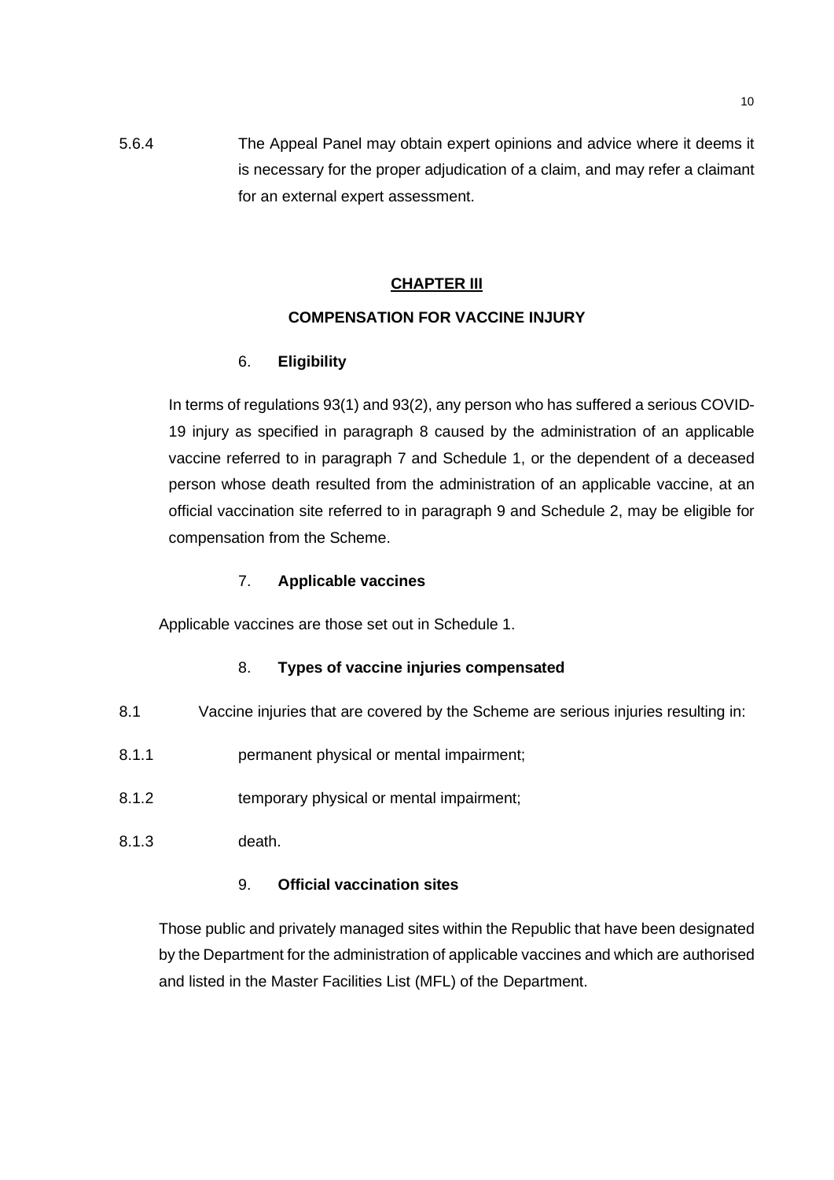5.6.4 The Appeal Panel may obtain expert opinions and advice where it deems it is necessary for the proper adjudication of a claim, and may refer a claimant for an external expert assessment.

## CHAPTER III

## COMPENSATION FOR VACCINE INJURY

### 6. Eligibility

In terms of regulations 93(1) and 93(2), any person who has suffered a serious COVID-19 injury as specified in paragraph 8 caused by the administration of an applicable vaccine referred to in paragraph 7 and Schedule 1, or the dependent of a deceased person whose death resulted from the administration of an applicable vaccine, at an official vaccination site referred to in paragraph 9 and Schedule 2, may be eligible for compensation from the Scheme.

### 7. Applicable vaccines

Applicable vaccines are those set out in Schedule 1.

### 8. Types of vaccine injuries compensated

8.1 Vaccine injuries that are covered by the Scheme are serious injuries resulting in:

8.1.1 permanent physical or mental impairment;

8.1.2 temporary physical or mental impairment;

8.1.3 death.

### 9. Official vaccination sites

Those public and privately managed sites within the Republic that have been designated by the Department for the administration of applicable vaccines and which are authorised and listed in the Master Facilities List (MFL) of the Department.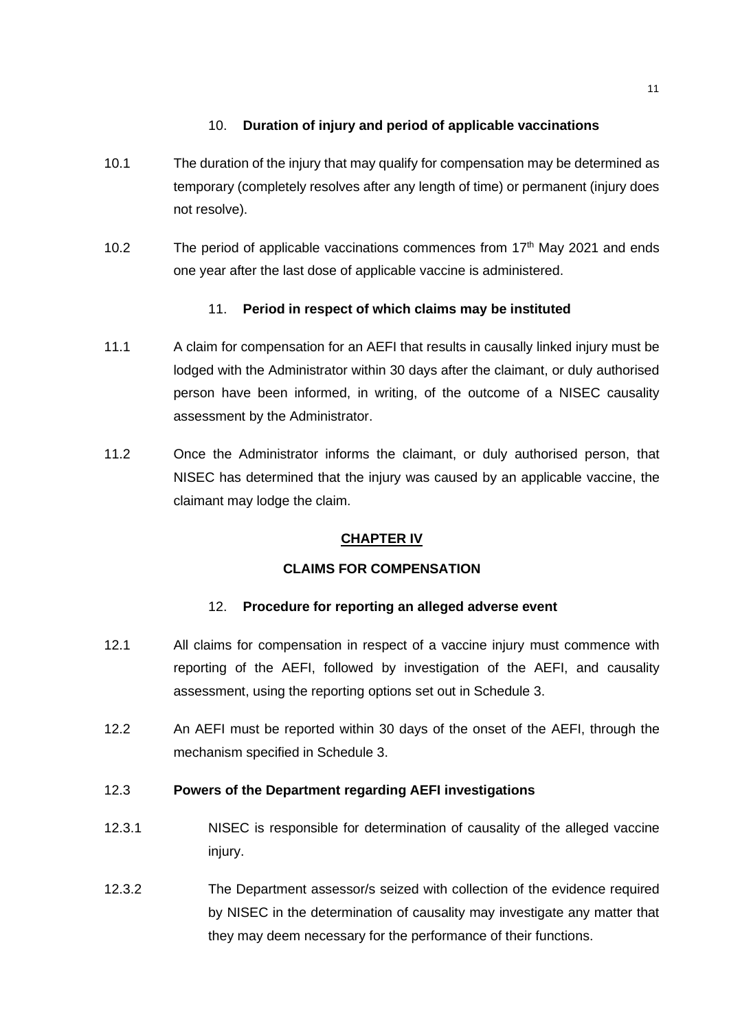### 10. **Duration of injury and period of applicable vaccinations**

10.1 The duration of the injury that may qualify for compensation may be determined as temporary (completely resolves after any length of time) or permanent (injury does not resolve).

10.2 The period of applicable vaccinations commences from 17th May 2021 and ends one year after the last dose of applicable vaccine is administered.

### 11. **Period in respect of which claims may be instituted**

11.1 A claim for compensation for an AEFI that results in causally linked injury must be lodged with the Administrator within 30 days after the claimant, or duly authorised person have been informed, in writing, of the outcome of a NISEC causality assessment by the Administrator.

11.2 Once the Administrator informs the claimant, or duly authorised person, that NISEC has determined that the injury was caused by an applicable vaccine, the claimant may lodge the claim.

## **CHAPTER IV**

## **CLAIMS FOR COMPENSATION**

### 12. **Procedure for reporting an alleged adverse event**

12.1 All claims for compensation in respect of a vaccine injury must commence with reporting of the AEFI, followed by investigation of the AEFI, and causality assessment, using the reporting options set out in Schedule 3.

12.2 An AEFI must be reported within 30 days of the onset of the AEFI, through the mechanism specified in Schedule 3.

12.3 **Powers of the Department regarding AEFI investigations**

12.3.1 NISEC is responsible for determination of causality of the alleged vaccine injury.

12.3.2 The Department assessor/s seized with collection of the evidence required by NISEC in the determination of causality may investigate any matter that they may deem necessary for the performance of their functions.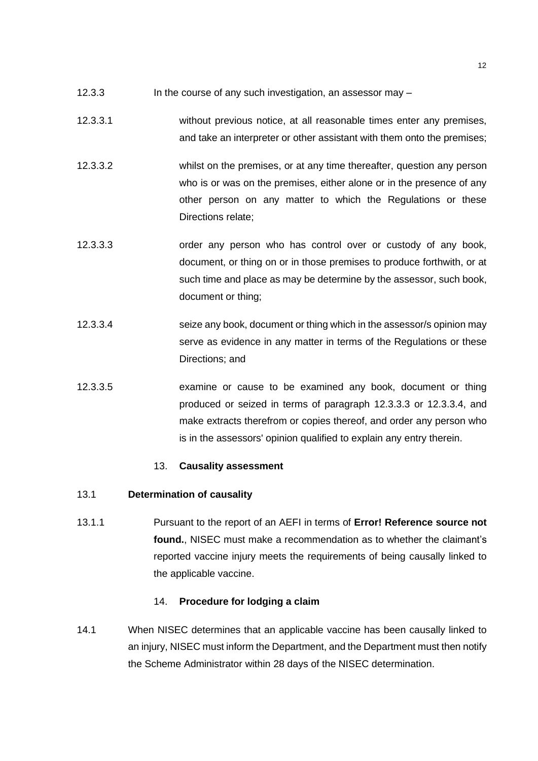12.3.3 In the course of any such investigation, an assessor may –

12.3.3.1 without previous notice, at all reasonable times enter any premises, and take an interpreter or other assistant with them onto the premises;

12.3.3.2 whilst on the premises, or at any time thereafter, question any person who is or was on the premises, either alone or in the presence of any other person on any matter to which the Regulations or these Directions relate;

12.3.3.3 order any person who has control over or custody of any book, document, or thing on or in those premises to produce forthwith, or at such time and place as may be determine by the assessor, such book, document or thing;

12.3.3.4 seize any book, document or thing which in the assessor/s opinion may serve as evidence in any matter in terms of the Regulations or these Directions; and

12.3.3.5 examine or cause to be examined any book, document or thing produced or seized in terms of paragraph 12.3.3.3 or 12.3.3.4, and make extracts therefrom or copies thereof, and order any person who is in the assessors' opinion qualified to explain any entry therein.

## 13. **Causality assessment**

### 13.1 **Determination of causality**

13.1.1 Pursuant to the report of an AEFI in terms of **Error! Reference source not found.**, NISEC must make a recommendation as to whether the claimant's reported vaccine injury meets the requirements of being causally linked to the applicable vaccine.

## 14. **Procedure for lodging a claim**

14.1 When NISEC determines that an applicable vaccine has been causally linked to an injury, NISEC must inform the Department, and the Department must then notify the Scheme Administrator within 28 days of the NISEC determination.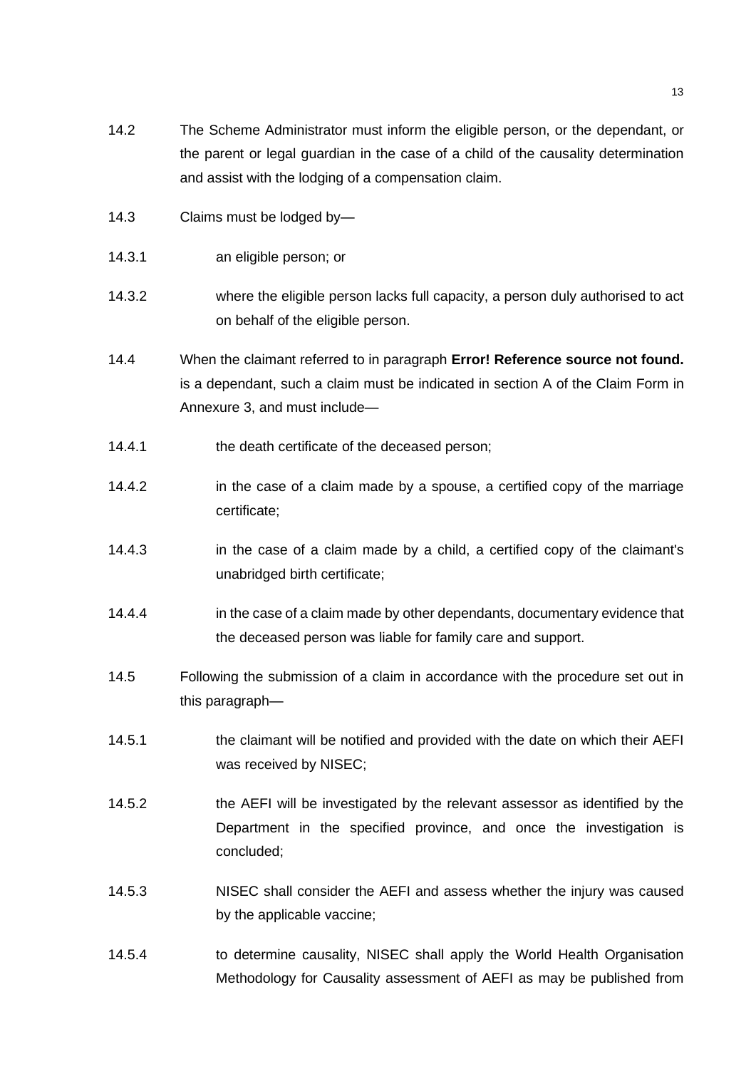14.2 The Scheme Administrator must inform the eligible person, or the dependant, or the parent or legal guardian in the case of a child of the causality determination and assist with the lodging of a compensation claim.

14.3 Claims must be lodged by—

14.3.1 an eligible person; or

14.3.2 where the eligible person lacks full capacity, a person duly authorised to act on behalf of the eligible person.

14.4 When the claimant referred to in paragraph **Error! Reference source not found.** is a dependant, such a claim must be indicated in section A of the Claim Form in Annexure 3, and must include—

14.4.1 the death certificate of the deceased person;

14.4.2 in the case of a claim made by a spouse, a certified copy of the marriage certificate;

14.4.3 in the case of a claim made by a child, a certified copy of the claimant's unabridged birth certificate;

14.4.4 in the case of a claim made by other dependants, documentary evidence that the deceased person was liable for family care and support.

14.5 Following the submission of a claim in accordance with the procedure set out in this paragraph—

14.5.1 the claimant will be notified and provided with the date on which their AEFI was received by NISEC;

14.5.2 the AEFI will be investigated by the relevant assessor as identified by the Department in the specified province, and once the investigation is concluded;

14.5.3 NISEC shall consider the AEFI and assess whether the injury was caused by the applicable vaccine;

14.5.4 to determine causality, NISEC shall apply the World Health Organisation Methodology for Causality assessment of AEFI as may be published from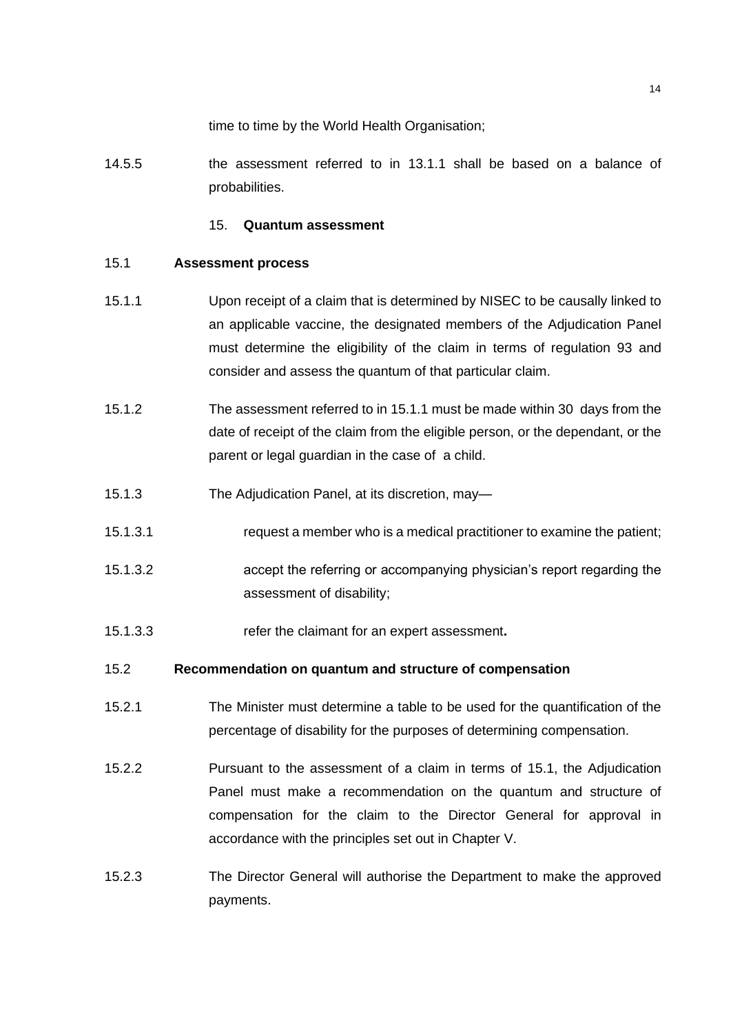time to time by the World Health Organisation;

14.5.5 the assessment referred to in 13.1.1 shall be based on a balance of probabilities.

## 15. **Quantum assessment**

### 15.1 **Assessment process**

15.1.1 Upon receipt of a claim that is determined by NISEC to be causally linked to an applicable vaccine, the designated members of the Adjudication Panel must determine the eligibility of the claim in terms of regulation 93 and consider and assess the quantum of that particular claim.

15.1.2 The assessment referred to in 15.1.1 must be made within 30 days from the date of receipt of the claim from the eligible person, or the dependant, or the parent or legal guardian in the case of a child.

15.1.3 The Adjudication Panel, at its discretion, may—

15.1.3.1 request a member who is a medical practitioner to examine the patient;

15.1.3.2 accept the referring or accompanying physician's report regarding the assessment of disability;

15.1.3.3 refer the claimant for an expert assessment**.**

### 15.2 **Recommendation on quantum and structure of compensation**

15.2.1 The Minister must determine a table to be used for the quantification of the percentage of disability for the purposes of determining compensation.

15.2.2 Pursuant to the assessment of a claim in terms of 15.1, the Adjudication Panel must make a recommendation on the quantum and structure of compensation for the claim to the Director General for approval in accordance with the principles set out in Chapter V.

15.2.3 The Director General will authorise the Department to make the approved payments.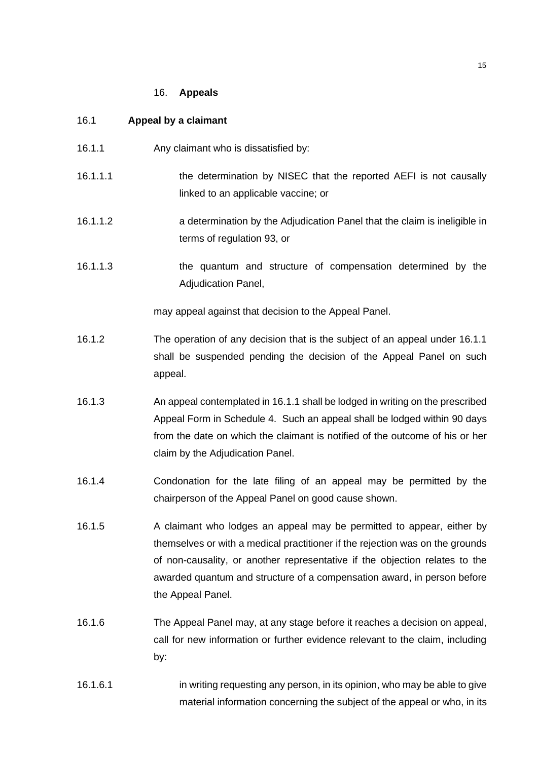## 16. **Appeals**

### 16.1 **Appeal by a claimant**

16.1.1 Any claimant who is dissatisfied by:

16.1.1.1 the determination by NISEC that the reported AEFI is not causally linked to an applicable vaccine; or

16.1.1.2 a determination by the Adjudication Panel that the claim is ineligible in terms of regulation 93, or

16.1.1.3 the quantum and structure of compensation determined by the Adjudication Panel,

may appeal against that decision to the Appeal Panel.

16.1.2 The operation of any decision that is the subject of an appeal under 16.1.1 shall be suspended pending the decision of the Appeal Panel on such appeal.

16.1.3 An appeal contemplated in 16.1.1 shall be lodged in writing on the prescribed Appeal Form in Schedule 4. Such an appeal shall be lodged within 90 days from the date on which the claimant is notified of the outcome of his or her claim by the Adjudication Panel.

16.1.4 Condonation for the late filing of an appeal may be permitted by the chairperson of the Appeal Panel on good cause shown.

16.1.5 A claimant who lodges an appeal may be permitted to appear, either by themselves or with a medical practitioner if the rejection was on the grounds of non-causality, or another representative if the objection relates to the awarded quantum and structure of a compensation award, in person before the Appeal Panel.

16.1.6 The Appeal Panel may, at any stage before it reaches a decision on appeal, call for new information or further evidence relevant to the claim, including by:

16.1.6.1 in writing requesting any person, in its opinion, who may be able to give material information concerning the subject of the appeal or who, in its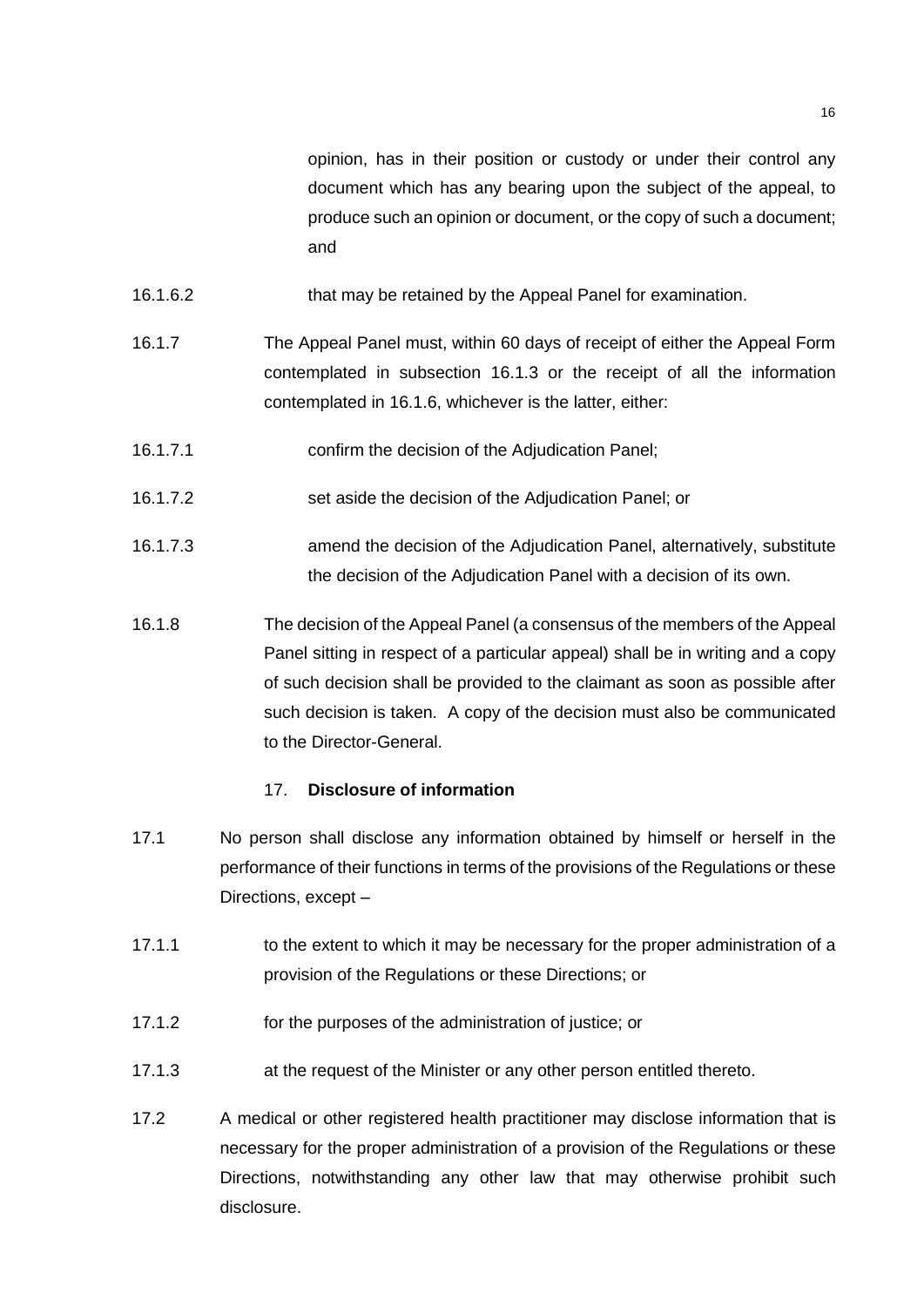opinion, has in their position or custody or under their control any document which has any bearing upon the subject of the appeal, to produce such an opinion or document, or the copy of such a document; and

16.1.6.2 that may be retained by the Appeal Panel for examination.

16.1.7 The Appeal Panel must, within 60 days of receipt of either the Appeal Form contemplated in subsection 16.1.3 or the receipt of all the information contemplated in 16.1.6, whichever is the latter, either:

16.1.7.1 confirm the decision of the Adjudication Panel;

16.1.7.2 set aside the decision of the Adjudication Panel; or

16.1.7.3 amend the decision of the Adjudication Panel, alternatively, substitute the decision of the Adjudication Panel with a decision of its own.

16.1.8 The decision of the Appeal Panel (a consensus of the members of the Appeal Panel sitting in respect of a particular appeal) shall be in writing and a copy of such decision shall be provided to the claimant as soon as possible after such decision is taken. A copy of the decision must also be communicated to the Director-General.

## 17. **Disclosure of information**

17.1 No person shall disclose any information obtained by himself or herself in the performance of their functions in terms of the provisions of the Regulations or these Directions, except –

17.1.1 to the extent to which it may be necessary for the proper administration of a provision of the Regulations or these Directions; or

17.1.2 for the purposes of the administration of justice; or

17.1.3 at the request of the Minister or any other person entitled thereto.

17.2 A medical or other registered health practitioner may disclose information that is necessary for the proper administration of a provision of the Regulations or these Directions, notwithstanding any other law that may otherwise prohibit such disclosure.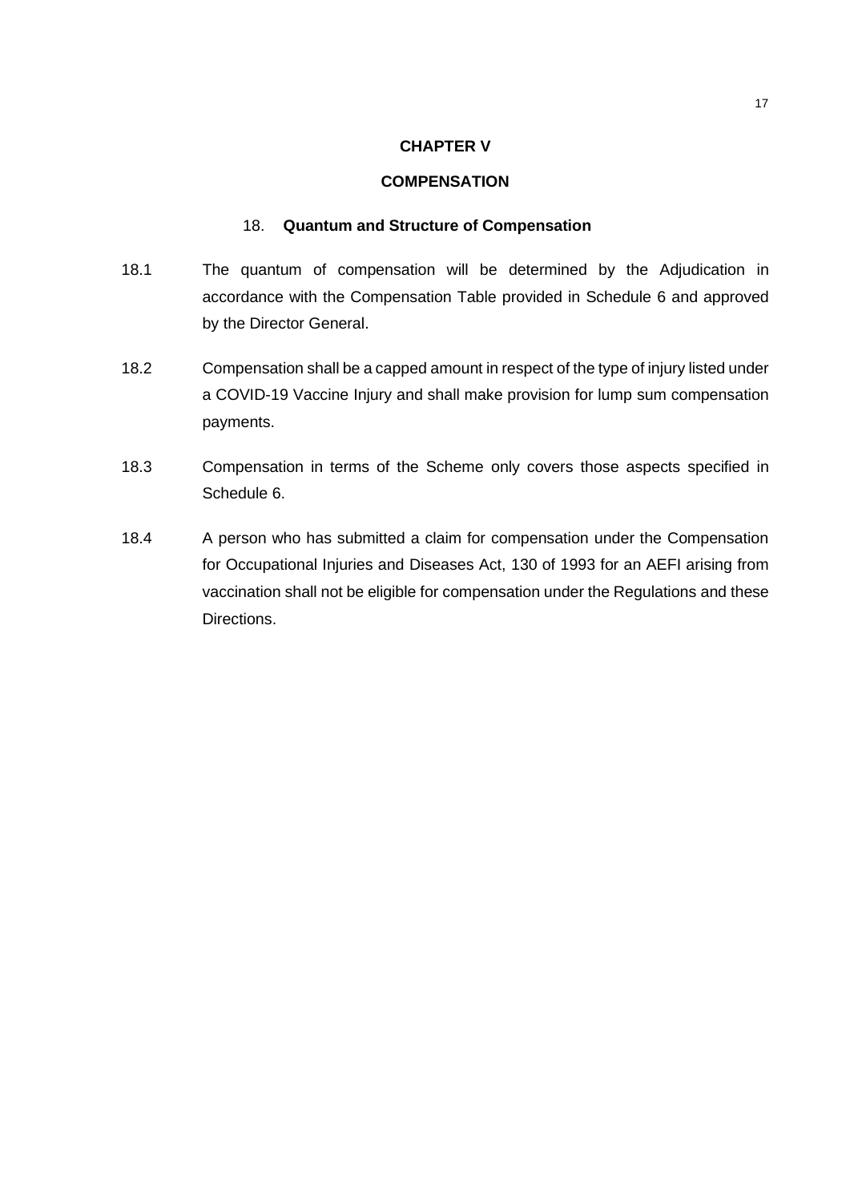## CHAPTER V

## COMPENSATION

### 18. Quantum and Structure of Compensation

18.1 The quantum of compensation will be determined by the Adjudication in accordance with the Compensation Table provided in Schedule 6 and approved by the Director General.

18.2 Compensation shall be a capped amount in respect of the type of injury listed under a COVID-19 Vaccine Injury and shall make provision for lump sum compensation payments.

18.3 Compensation in terms of the Scheme only covers those aspects specified in Schedule 6.

18.4 A person who has submitted a claim for compensation under the Compensation for Occupational Injuries and Diseases Act, 130 of 1993 for an AEFI arising from vaccination shall not be eligible for compensation under the Regulations and these Directions.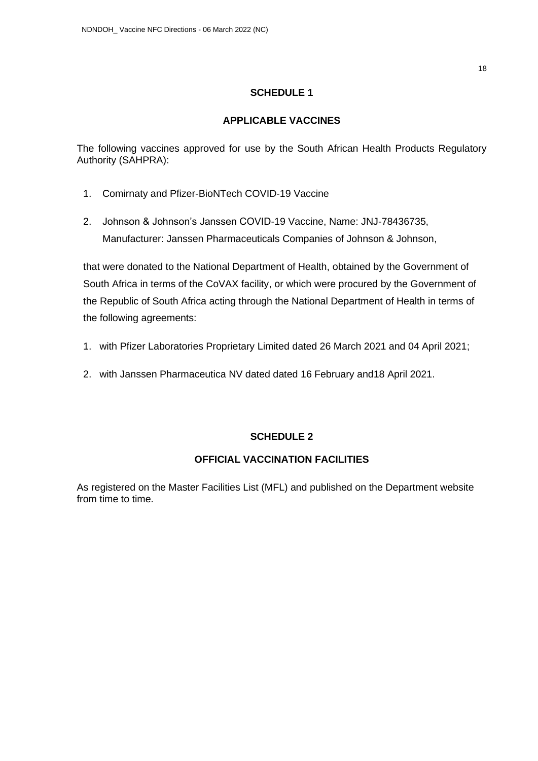## SCHEDULE 1

## APPLICABLE VACCINES

The following vaccines approved for use by the South African Health Products Regulatory Authority (SAHPRA):

1. Comirnaty and Pfizer-BioNTech COVID-19 Vaccine
2. Johnson & Johnson's Janssen COVID-19 Vaccine, Name: JNJ-78436735, Manufacturer: Janssen Pharmaceuticals Companies of Johnson & Johnson,

that were donated to the National Department of Health, obtained by the Government of South Africa in terms of the CoVAX facility, or which were procured by the Government of the Republic of South Africa acting through the National Department of Health in terms of the following agreements:

1. with Pfizer Laboratories Proprietary Limited dated 26 March 2021 and 04 April 2021;
2. with Janssen Pharmaceutica NV dated dated 16 February and18 April 2021.

## SCHEDULE 2

## OFFICIAL VACCINATION FACILITIES

As registered on the Master Facilities List (MFL) and published on the Department website from time to time.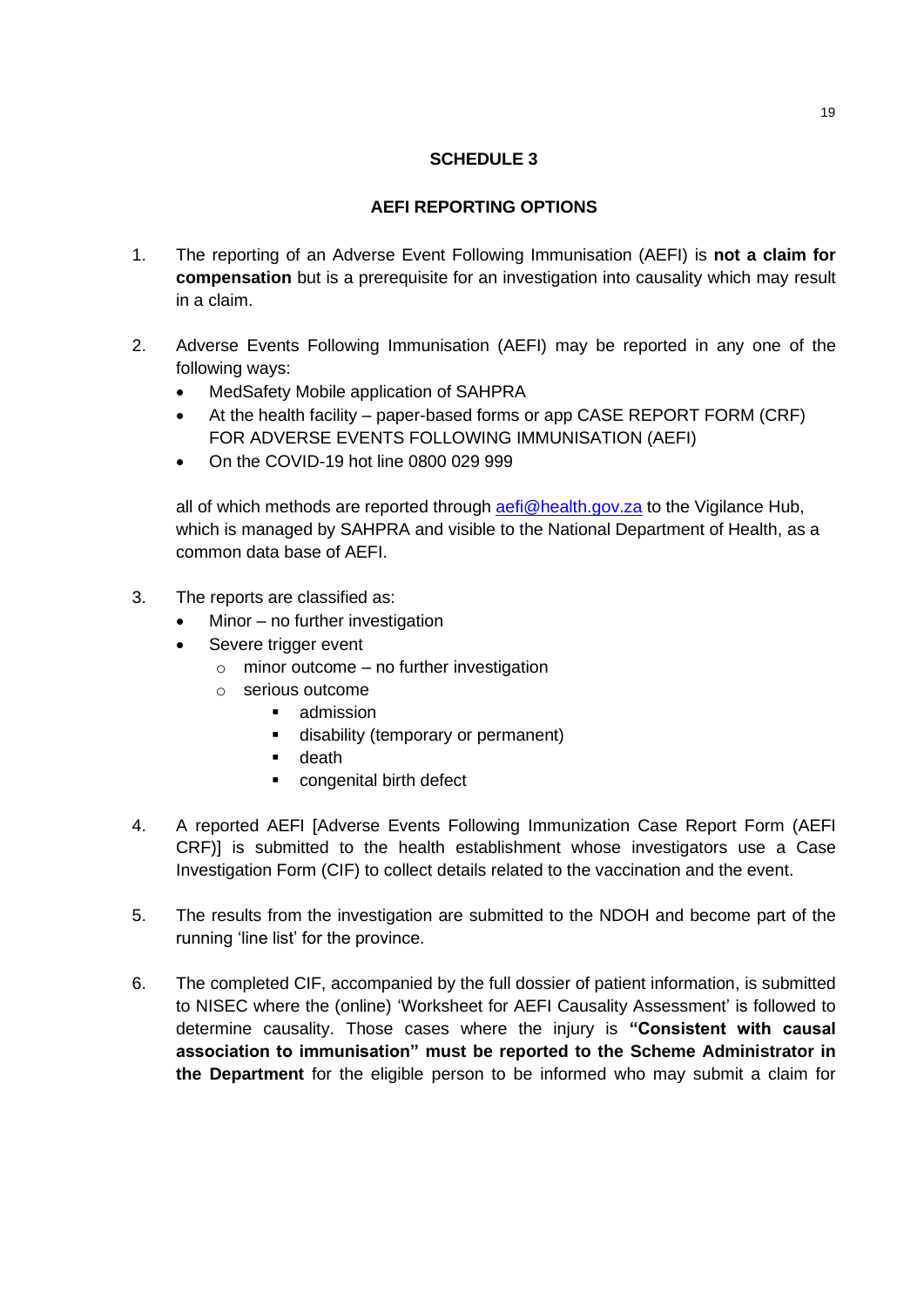## SCHEDULE 3

## AEFI REPORTING OPTIONS

1. The reporting of an Adverse Event Following Immunisation (AEFI) is **not a claim for compensation** but is a prerequisite for an investigation into causality which may result in a claim.

2. Adverse Events Following Immunisation (AEFI) may be reported in any one of the following ways:
   - MedSafety Mobile application of SAHPRA
   - At the health facility – paper-based forms or app CASE REPORT FORM (CRF) FOR ADVERSE EVENTS FOLLOWING IMMUNISATION (AEFI)
   - On the COVID-19 hot line 0800 029 999

   all of which methods are reported through [aefi@health.gov.za](mailto:aefi@health.gov.za) to the Vigilance Hub, which is managed by SAHPRA and visible to the National Department of Health, as a common data base of AEFI.

3. The reports are classified as:
   - Minor – no further investigation
   - Severe trigger event
     - minor outcome – no further investigation
     - serious outcome
       - admission
       - disability (temporary or permanent)
       - death
       - congenital birth defect

4. A reported AEFI [Adverse Events Following Immunization Case Report Form (AEFI CRF)] is submitted to the health establishment whose investigators use a Case Investigation Form (CIF) to collect details related to the vaccination and the event.

5. The results from the investigation are submitted to the NDOH and become part of the running 'line list' for the province.

6. The completed CIF, accompanied by the full dossier of patient information, is submitted to NISEC where the (online) 'Worksheet for AEFI Causality Assessment' is followed to determine causality. Those cases where the injury is **"Consistent with causal association to immunisation" must be reported to the Scheme Administrator in the Department** for the eligible person to be informed who may submit a claim for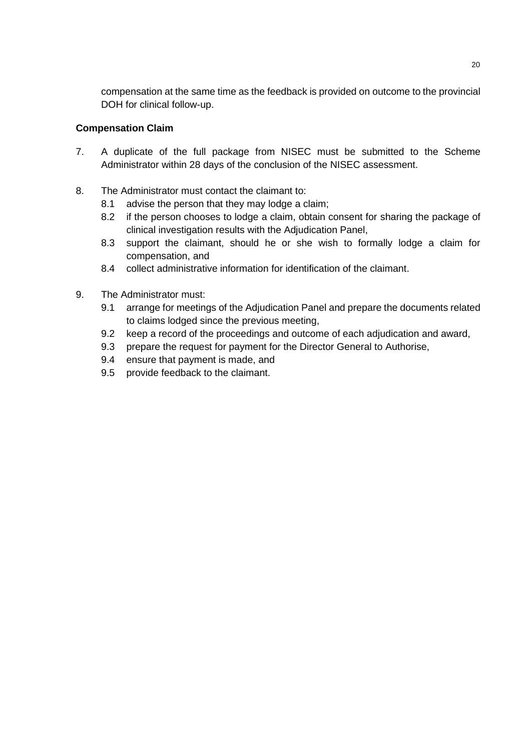compensation at the same time as the feedback is provided on outcome to the provincial DOH for clinical follow-up.

**Compensation Claim**

7. A duplicate of the full package from NISEC must be submitted to the Scheme Administrator within 28 days of the conclusion of the NISEC assessment.

8. The Administrator must contact the claimant to:
   - 8.1 advise the person that they may lodge a claim;
   - 8.2 if the person chooses to lodge a claim, obtain consent for sharing the package of clinical investigation results with the Adjudication Panel,
   - 8.3 support the claimant, should he or she wish to formally lodge a claim for compensation, and
   - 8.4 collect administrative information for identification of the claimant.

9. The Administrator must:
   - 9.1 arrange for meetings of the Adjudication Panel and prepare the documents related to claims lodged since the previous meeting,
   - 9.2 keep a record of the proceedings and outcome of each adjudication and award,
   - 9.3 prepare the request for payment for the Director General to Authorise,
   - 9.4 ensure that payment is made, and
   - 9.5 provide feedback to the claimant.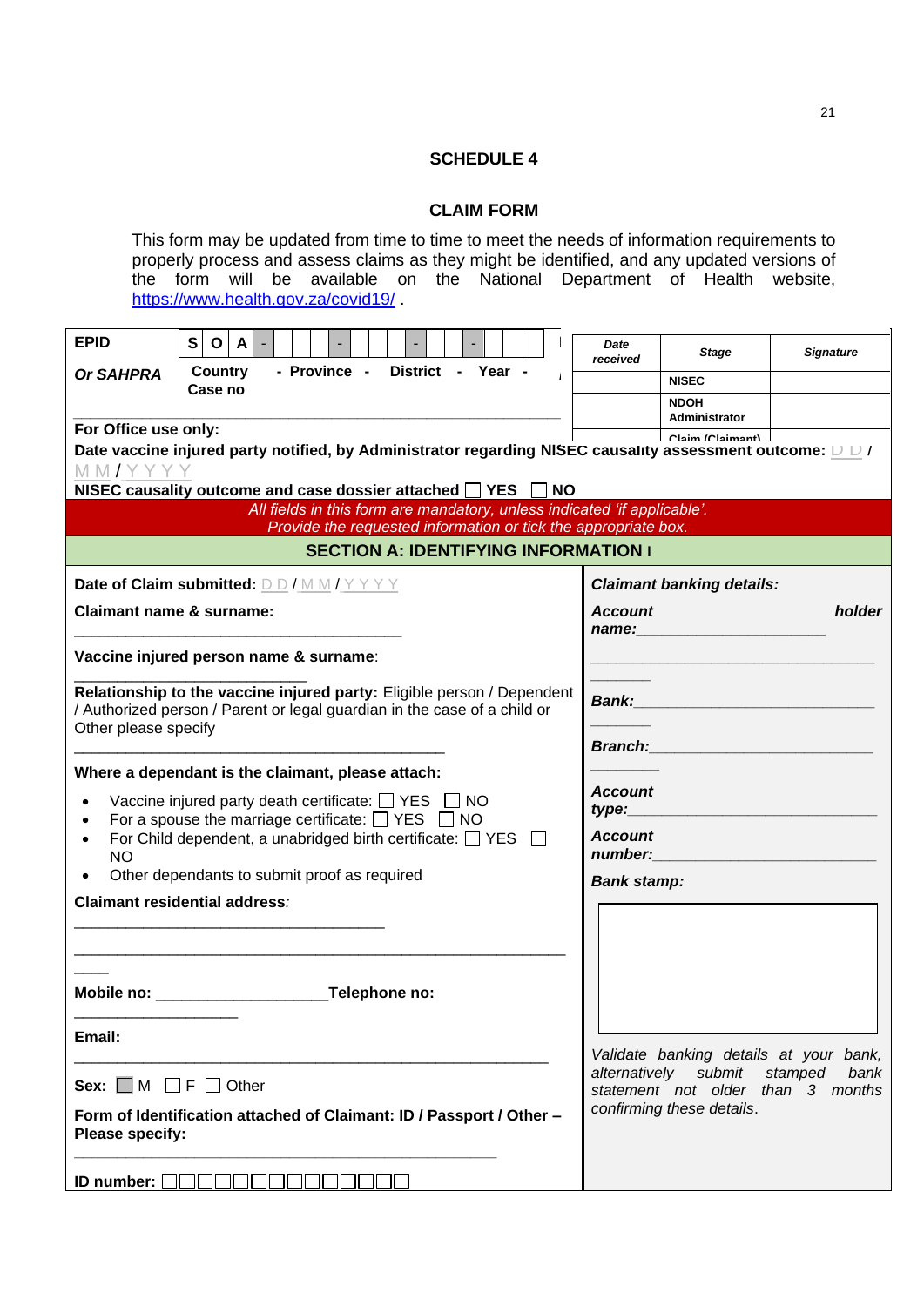## SCHEDULE 4

## CLAIM FORM

This form may be updated from time to time to meet the needs of information requirements to properly process and assess claims as they might be identified, and any updated versions of the form will be available on the National Department of Health website, https://www.health.gov.za/covid19/ .

| **EPID** | S O A - _ _ - _ _ _ - _ _ _ - _ _ _ _ |
|---|---|
| ***Or SAHPRA*** | **Country - Province - District - Year - Case no** |

| *Date received* | *Stage* | *Signature* |
|---|---|---|
| | **NISEC** | |
| | **NDOH Administrator** | |
| | **Claim (Claimant)** | |

**For Office use only:**

**Date vaccine injured party notified, by Administrator regarding NISEC causality assessment outcome:** D D / M M / Y Y Y Y

**NISEC causality outcome and case dossier attached** ☐ **YES** ☐ **NO**

*All fields in this form are mandatory, unless indicated 'if applicable'.*
*Provide the requested information or tick the appropriate box.*

### SECTION A: IDENTIFYING INFORMATION

**Date of Claim submitted:** D D / M M / Y Y Y Y

**Claimant name & surname:** ____________________________________

**Vaccine injured person name & surname**: ____________________________________

**Relationship to the vaccine injured party:** Eligible person / Dependent / Authorized person / Parent or legal guardian in the case of a child or Other please specify ____________________________________

**Where a dependant is the claimant, please attach:**

- Vaccine injured party death certificate: ☐ YES ☐ NO
- For a spouse the marriage certificate: ☐ YES ☐ NO
- For Child dependent, a unabridged birth certificate: ☐ YES ☐ NO
- Other dependants to submit proof as required

**Claimant residential address**: ____________________________________

**Mobile no:** ____________________ **Telephone no:** ____________________

**Email:** ____________________________________

**Sex:** ☐ M ☐ F ☐ Other

**Form of Identification attached of Claimant: ID / Passport / Other – Please specify:** ____________________________________

**ID number:** ☐☐☐☐☐☐☐☐☐☐☐☐☐☐

***Claimant banking details:***

***Account holder name:*** ____________________________________

***Bank:*** ____________________________________

***Branch:*** ____________________________________

***Account type:*** ____________________________________

***Account number:*** ____________________________________

***Bank stamp:***

*Validate banking details at your bank, alternatively submit stamped bank statement not older than 3 months confirming these details.*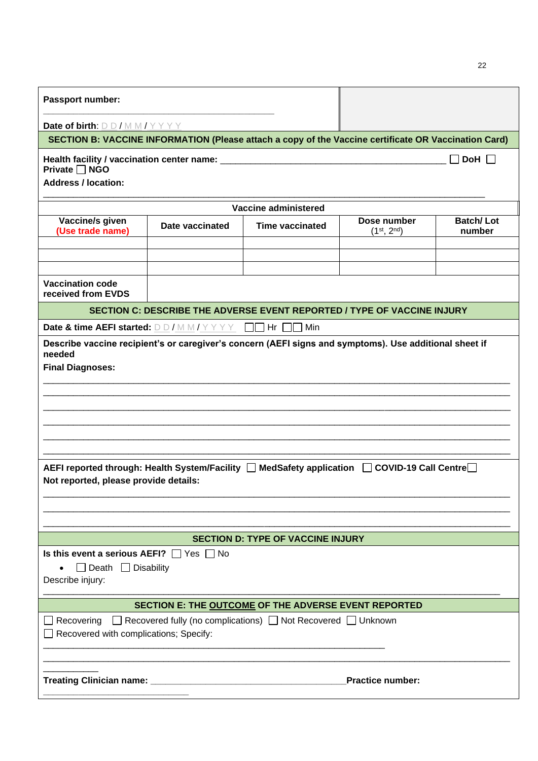**Passport number:** ______________________________

**Date of birth**: D D / M M / Y Y Y Y

## SECTION B: VACCINE INFORMATION (Please attach a copy of the Vaccine certificate OR Vaccination Card)

**Health facility / vaccination center name:** ______________________________ ☐ **DoH** ☐ **Private** ☐ **NGO**

**Address / location:**

______________________________

| Vaccine administered | | | | |
|---|---|---|---|---|
| **Vaccine/s given** (Use trade name) | **Date vaccinated** | **Time vaccinated** | **Dose number** ($1^{st}$, $2^{nd}$) | **Batch/ Lot number** |
| | | | | |
| | | | | |
| | | | | |
| **Vaccination code received from EVDS** | | | | |

## SECTION C: DESCRIBE THE ADVERSE EVENT REPORTED / TYPE OF VACCINE INJURY

**Date & time AEFI started:** D D / M M / Y Y Y Y ☐☐ Hr ☐☐ Min

**Describe vaccine recipient's or caregiver's concern (AEFI signs and symptoms). Use additional sheet if needed**

**Final Diagnoses:**

______________________________

______________________________

______________________________

______________________________

______________________________

______________________________

**AEFI reported through: Health System/Facility** ☐ **MedSafety application** ☐ **COVID-19 Call Centre** ☐

**Not reported, please provide details:**

______________________________

______________________________

______________________________

## SECTION D: TYPE OF VACCINE INJURY

**Is this event a serious AEFI?** ☐ Yes ☐ No

- ☐ Death ☐ Disability

Describe injury:

______________________________

## SECTION E: THE OUTCOME OF THE ADVERSE EVENT REPORTED

☐ Recovering ☐ Recovered fully (no complications) ☐ Not Recovered ☐ Unknown

☐ Recovered with complications; Specify:

______________________________

______________________________

**Treating Clinician name:** ______________________________ **Practice number:** ______________________________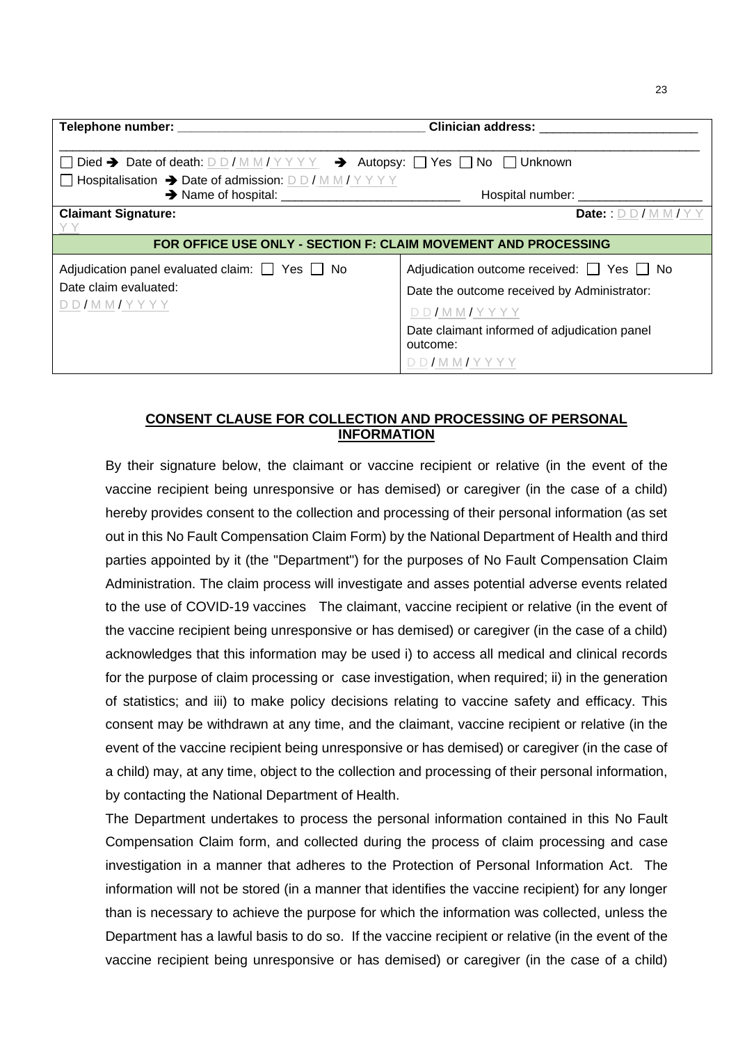| | |
|---|---|
| **Telephone number:** ___________________________________ | **Clinician address:** _______________________ |
| ______________________________________________________________________________________________ | |
| ☐ Died ➔ Date of death: D D / M M / Y Y Y Y ➔ Autopsy: ☐ Yes ☐ No ☐ Unknown | |
| ☐ Hospitalisation ➔ Date of admission: D D / M M / Y Y Y Y | |
| ➔ Name of hospital: __________________________ | Hospital number: _________________ |
| **Claimant Signature:** | **Date:** : D D / M M / Y Y Y Y |

| **FOR OFFICE USE ONLY - SECTION F: CLAIM MOVEMENT AND PROCESSING** | |
|---|---|
| Adjudication panel evaluated claim: ☐ Yes ☐ No<br>Date claim evaluated:<br>D D / M M / Y Y Y Y | Adjudication outcome received: ☐ Yes ☐ No<br>Date the outcome received by Administrator:<br>D D / M M / Y Y Y Y<br>Date claimant informed of adjudication panel outcome:<br>D D / M M / Y Y Y Y |

## CONSENT CLAUSE FOR COLLECTION AND PROCESSING OF PERSONAL INFORMATION

By their signature below, the claimant or vaccine recipient or relative (in the event of the vaccine recipient being unresponsive or has demised) or caregiver (in the case of a child) hereby provides consent to the collection and processing of their personal information (as set out in this No Fault Compensation Claim Form) by the National Department of Health and third parties appointed by it (the "Department") for the purposes of No Fault Compensation Claim Administration. The claim process will investigate and asses potential adverse events related to the use of COVID-19 vaccines The claimant, vaccine recipient or relative (in the event of the vaccine recipient being unresponsive or has demised) or caregiver (in the case of a child) acknowledges that this information may be used i) to access all medical and clinical records for the purpose of claim processing or case investigation, when required; ii) in the generation of statistics; and iii) to make policy decisions relating to vaccine safety and efficacy. This consent may be withdrawn at any time, and the claimant, vaccine recipient or relative (in the event of the vaccine recipient being unresponsive or has demised) or caregiver (in the case of a child) may, at any time, object to the collection and processing of their personal information, by contacting the National Department of Health.

The Department undertakes to process the personal information contained in this No Fault Compensation Claim form, and collected during the process of claim processing and case investigation in a manner that adheres to the Protection of Personal Information Act. The information will not be stored (in a manner that identifies the vaccine recipient) for any longer than is necessary to achieve the purpose for which the information was collected, unless the Department has a lawful basis to do so. If the vaccine recipient or relative (in the event of the vaccine recipient being unresponsive or has demised) or caregiver (in the case of a child)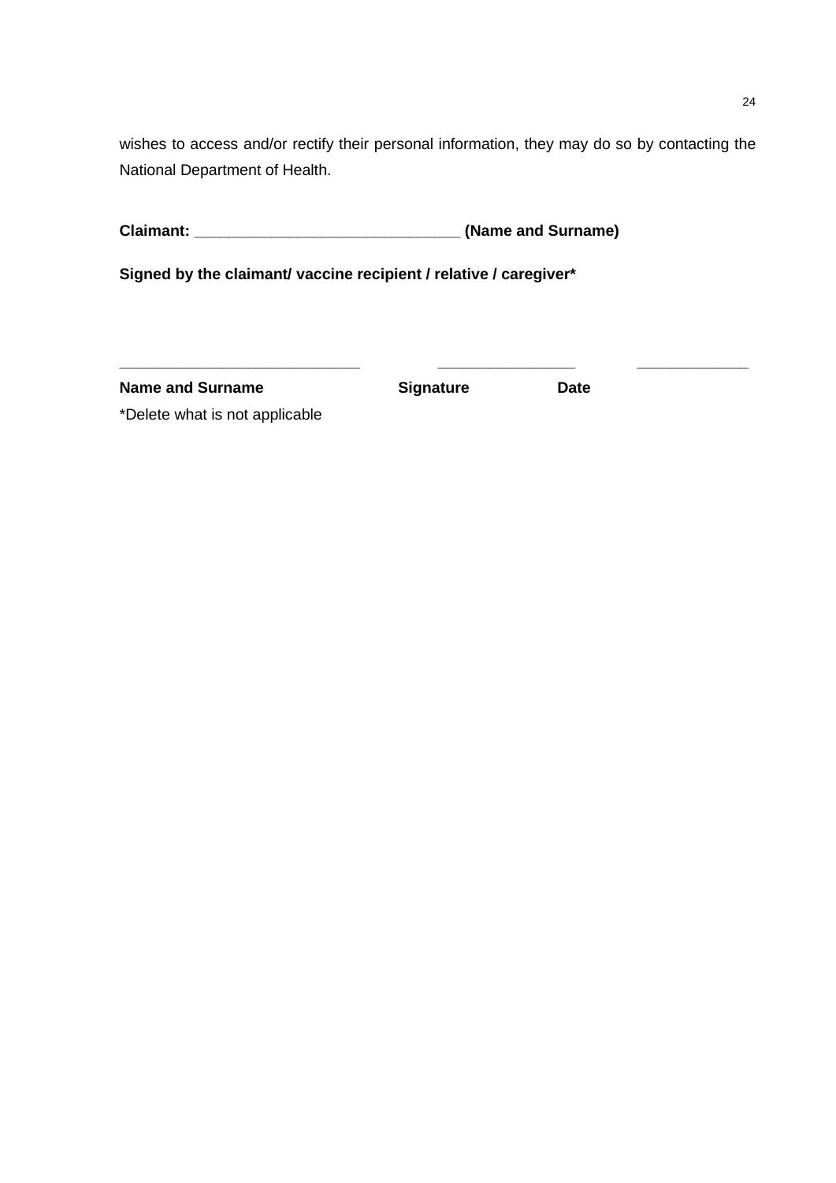wishes to access and/or rectify their personal information, they may do so by contacting the National Department of Health.

**Claimant: ______________________________ (Name and Surname)**

**Signed by the claimant/ vaccine recipient / relative / caregiver***

___________________________ ________________ _____________

**Name and Surname** **Signature** **Date**

*Delete what is not applicable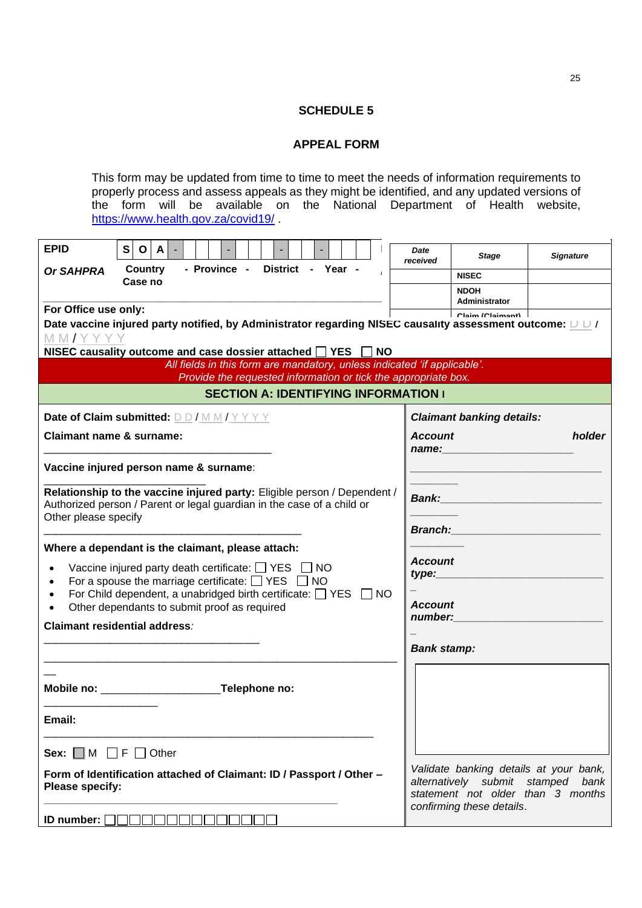## SCHEDULE 5

## APPEAL FORM

This form may be updated from time to time to meet the needs of information requirements to properly process and assess appeals as they might be identified, and any updated versions of the form will be available on the National Department of Health website, https://www.health.gov.za/covid19/ .

| EPID | S | O | A | - | | | | - | | | | - | | | - | | | | |
|---|---|---|---|---|---|---|---|---|---|---|---|---|---|---|---|---|---|---|---|
| *Or SAHPRA* | Country | | | - Province - | | | | District | | | - | Year - | | | | Case no | | | |

| *Date received* | *Stage* | *Signature* |
|---|---|---|
| | NISEC | |
| | NDOH Administrator | |
| | Claim (Claimant) | |

**For Office use only:**

**Date vaccine injured party notified, by Administrator regarding NISEC causality assessment outcome:** D D / M M / Y Y Y Y

**NISEC causality outcome and case dossier attached** ☐ **YES** ☐ **NO**

*All fields in this form are mandatory, unless indicated 'if applicable'.*
*Provide the requested information or tick the appropriate box.*

### SECTION A: IDENTIFYING INFORMATION

**Date of Claim submitted:** D D / M M / Y Y Y Y

**Claimant name & surname:** ________________________________________

**Vaccine injured person name & surname**: ____________________________

**Relationship to the vaccine injured party:** Eligible person / Dependent / Authorized person / Parent or legal guardian in the case of a child or Other please specify ________________________________________

**Where a dependant is the claimant, please attach:**

- Vaccine injured party death certificate: ☐ YES ☐ NO
- For a spouse the marriage certificate: ☐ YES ☐ NO
- For Child dependent, a unabridged birth certificate: ☐ YES ☐ NO
- Other dependants to submit proof as required

**Claimant residential address**: ________________________________________
________________________________________

**Mobile no:** ____________________ **Telephone no:** __________________

**Email:** ________________________________________

**Sex:** ☐ M ☐ F ☐ Other

**Form of Identification attached of Claimant: ID / Passport / Other – Please specify:** ________________________________________

**ID number:** ☐☐☐☐☐☐☐☐☐☐☐☐☐☐

***Claimant banking details:***

***Account holder name:*** ________________________________________

***Bank:*** ________________________________________

***Branch:*** ________________________________________

***Account type:*** ________________________________________

***Account number:*** ________________________________________

***Bank stamp:***

*Validate banking details at your bank, alternatively submit stamped bank statement not older than 3 months confirming these details.*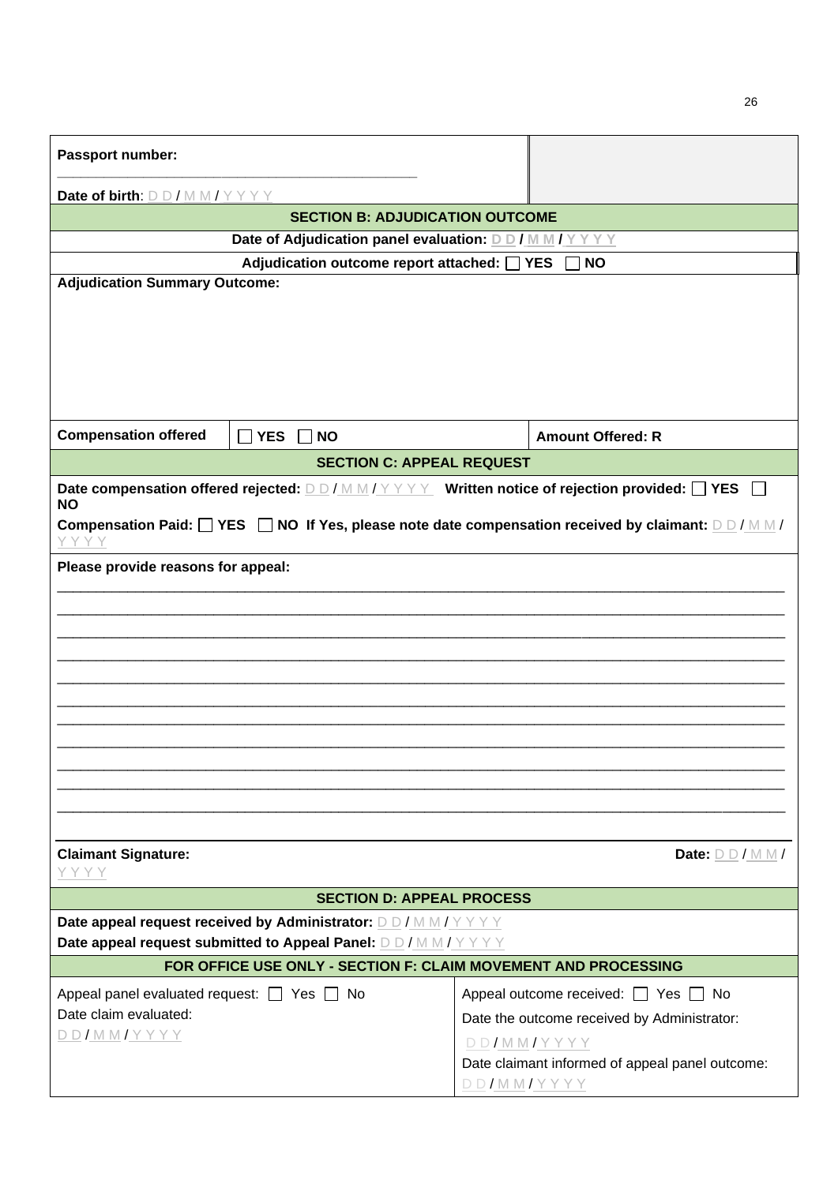**Passport number:** \_\_\_\_\_\_\_\_\_\_\_\_\_\_\_\_\_\_\_\_\_\_\_\_\_\_\_\_\_\_\_\_\_\_\_\_\_\_\_\_\_\_

**Date of birth**: D D / M M / Y Y Y Y

## SECTION B: ADJUDICATION OUTCOME

**Date of Adjudication panel evaluation: D D / M M / Y Y Y Y**

**Adjudication outcome report attached: ☐ YES ☐ NO**

**Adjudication Summary Outcome:**

| **Compensation offered** | ☐ **YES** ☐ **NO** | **Amount Offered: R** |
|---|---|---|

## SECTION C: APPEAL REQUEST

**Date compensation offered rejected:** D D / M M / Y Y Y Y **Written notice of rejection provided: ☐ YES ☐ NO**

**Compensation Paid: ☐ YES ☐ NO If Yes, please note date compensation received by claimant:** D D / M M / Y Y Y Y

**Please provide reasons for appeal:**

\_\_\_\_\_\_\_\_\_\_\_\_\_\_\_\_\_\_\_\_\_\_\_\_\_\_\_\_\_\_\_\_\_\_\_\_\_\_\_\_\_\_\_\_\_\_\_\_\_\_\_\_\_\_\_\_\_\_\_\_\_\_\_\_\_\_\_\_\_\_\_\_\_\_\_\_\_\_

\_\_\_\_\_\_\_\_\_\_\_\_\_\_\_\_\_\_\_\_\_\_\_\_\_\_\_\_\_\_\_\_\_\_\_\_\_\_\_\_\_\_\_\_\_\_\_\_\_\_\_\_\_\_\_\_\_\_\_\_\_\_\_\_\_\_\_\_\_\_\_\_\_\_\_\_\_\_

\_\_\_\_\_\_\_\_\_\_\_\_\_\_\_\_\_\_\_\_\_\_\_\_\_\_\_\_\_\_\_\_\_\_\_\_\_\_\_\_\_\_\_\_\_\_\_\_\_\_\_\_\_\_\_\_\_\_\_\_\_\_\_\_\_\_\_\_\_\_\_\_\_\_\_\_\_\_

\_\_\_\_\_\_\_\_\_\_\_\_\_\_\_\_\_\_\_\_\_\_\_\_\_\_\_\_\_\_\_\_\_\_\_\_\_\_\_\_\_\_\_\_\_\_\_\_\_\_\_\_\_\_\_\_\_\_\_\_\_\_\_\_\_\_\_\_\_\_\_\_\_\_\_\_\_\_

\_\_\_\_\_\_\_\_\_\_\_\_\_\_\_\_\_\_\_\_\_\_\_\_\_\_\_\_\_\_\_\_\_\_\_\_\_\_\_\_\_\_\_\_\_\_\_\_\_\_\_\_\_\_\_\_\_\_\_\_\_\_\_\_\_\_\_\_\_\_\_\_\_\_\_\_\_\_

\_\_\_\_\_\_\_\_\_\_\_\_\_\_\_\_\_\_\_\_\_\_\_\_\_\_\_\_\_\_\_\_\_\_\_\_\_\_\_\_\_\_\_\_\_\_\_\_\_\_\_\_\_\_\_\_\_\_\_\_\_\_\_\_\_\_\_\_\_\_\_\_\_\_\_\_\_\_

\_\_\_\_\_\_\_\_\_\_\_\_\_\_\_\_\_\_\_\_\_\_\_\_\_\_\_\_\_\_\_\_\_\_\_\_\_\_\_\_\_\_\_\_\_\_\_\_\_\_\_\_\_\_\_\_\_\_\_\_\_\_\_\_\_\_\_\_\_\_\_\_\_\_\_\_\_\_

\_\_\_\_\_\_\_\_\_\_\_\_\_\_\_\_\_\_\_\_\_\_\_\_\_\_\_\_\_\_\_\_\_\_\_\_\_\_\_\_\_\_\_\_\_\_\_\_\_\_\_\_\_\_\_\_\_\_\_\_\_\_\_\_\_\_\_\_\_\_\_\_\_\_\_\_\_\_

\_\_\_\_\_\_\_\_\_\_\_\_\_\_\_\_\_\_\_\_\_\_\_\_\_\_\_\_\_\_\_\_\_\_\_\_\_\_\_\_\_\_\_\_\_\_\_\_\_\_\_\_\_\_\_\_\_\_\_\_\_\_\_\_\_\_\_\_\_\_\_\_\_\_\_\_\_\_

\_\_\_\_\_\_\_\_\_\_\_\_\_\_\_\_\_\_\_\_\_\_\_\_\_\_\_\_\_\_\_\_\_\_\_\_\_\_\_\_\_\_\_\_\_\_\_\_\_\_\_\_\_\_\_\_\_\_\_\_\_\_\_\_\_\_\_\_\_\_\_\_\_\_\_\_\_\_

\_\_\_\_\_\_\_\_\_\_\_\_\_\_\_\_\_\_\_\_\_\_\_\_\_\_\_\_\_\_\_\_\_\_\_\_\_\_\_\_\_\_\_\_\_\_\_\_\_\_\_\_\_\_\_\_\_\_\_\_\_\_\_\_\_\_\_\_\_\_\_\_\_\_\_\_\_\_

**Claimant Signature:** **Date:** D D / M M / Y Y Y Y

## SECTION D: APPEAL PROCESS

**Date appeal request received by Administrator:** D D / M M / Y Y Y Y

**Date appeal request submitted to Appeal Panel:** D D / M M / Y Y Y Y

## FOR OFFICE USE ONLY - SECTION F: CLAIM MOVEMENT AND PROCESSING

| Appeal panel evaluated request: ☐ Yes ☐ No<br>Date claim evaluated:<br>D D / M M / Y Y Y Y | Appeal outcome received: ☐ Yes ☐ No<br>Date the outcome received by Administrator:<br>D D / M M / Y Y Y Y<br>Date claimant informed of appeal panel outcome:<br>D D / M M / Y Y Y Y |
|---|---|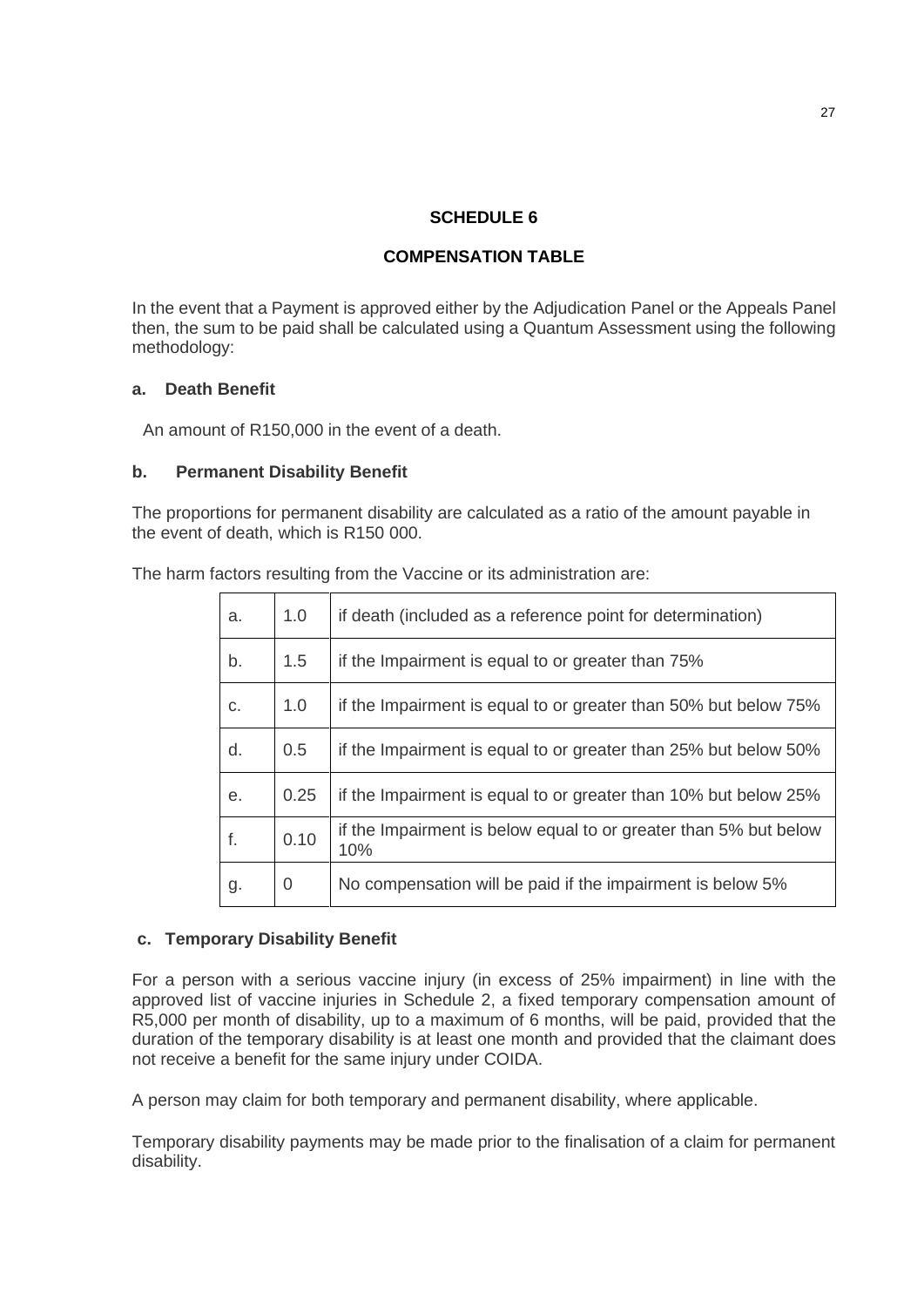## SCHEDULE 6

## COMPENSATION TABLE

In the event that a Payment is approved either by the Adjudication Panel or the Appeals Panel then, the sum to be paid shall be calculated using a Quantum Assessment using the following methodology:

### a. Death Benefit

An amount of R150,000 in the event of a death.

### b. Permanent Disability Benefit

The proportions for permanent disability are calculated as a ratio of the amount payable in the event of death, which is R150 000.

The harm factors resulting from the Vaccine or its administration are:

| | | |
|---|---|---|
| a. | 1.0 | if death (included as a reference point for determination) |
| b. | 1.5 | if the Impairment is equal to or greater than 75% |
| c. | 1.0 | if the Impairment is equal to or greater than 50% but below 75% |
| d. | 0.5 | if the Impairment is equal to or greater than 25% but below 50% |
| e. | 0.25 | if the Impairment is equal to or greater than 10% but below 25% |
| f. | 0.10 | if the Impairment is below equal to or greater than 5% but below 10% |
| g. | 0 | No compensation will be paid if the impairment is below 5% |

### c. Temporary Disability Benefit

For a person with a serious vaccine injury (in excess of 25% impairment) in line with the approved list of vaccine injuries in Schedule 2, a fixed temporary compensation amount of R5,000 per month of disability, up to a maximum of 6 months, will be paid, provided that the duration of the temporary disability is at least one month and provided that the claimant does not receive a benefit for the same injury under COIDA.

A person may claim for both temporary and permanent disability, where applicable.

Temporary disability payments may be made prior to the finalisation of a claim for permanent disability.